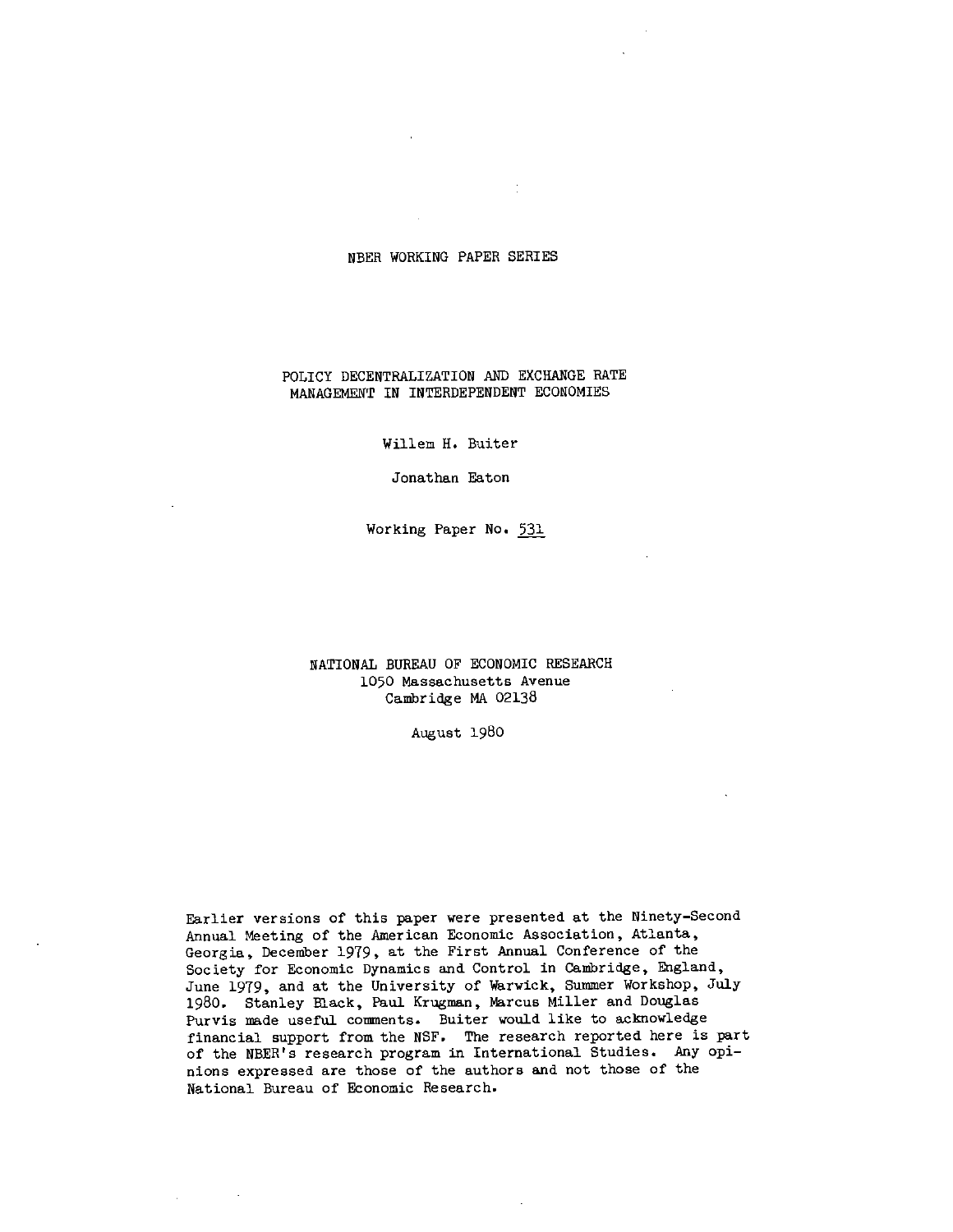NBER WORKING PAPER SERIES

# POLICY DECENTRALIZATION AND EXCHANGE RATE MANAGEMENT IN INTERDEPENDENT ECONOMIES

Willem H. Buiter

Jonathan Eaton

Working Paper No. 531

NATIONAL BUREAU OF ECONOMIC RESEARCH
1050 Massachusetts Avenue
Cambridge MA 02138

August 1980

Earlier versions of this paper were presented at the Ninety-Second Annual Meeting of the American Economic Association, Atlanta, Georgia, December 1979, at the First Annual Conference of the Society for Economic Dynamics and Control in Cambridge, England, June 1979, and at the University of Warwick, Summer Workshop, July 1980. Stanley Black, Paul Krugman, Marcus Miller and Douglas Purvis made useful comments. Buiter would like to acknowledge financial support from the NSF. The research reported here is part of the NBER's research program in International Studies. Any opinions expressed are those of the authors and not those of the National Bureau of Economic Research.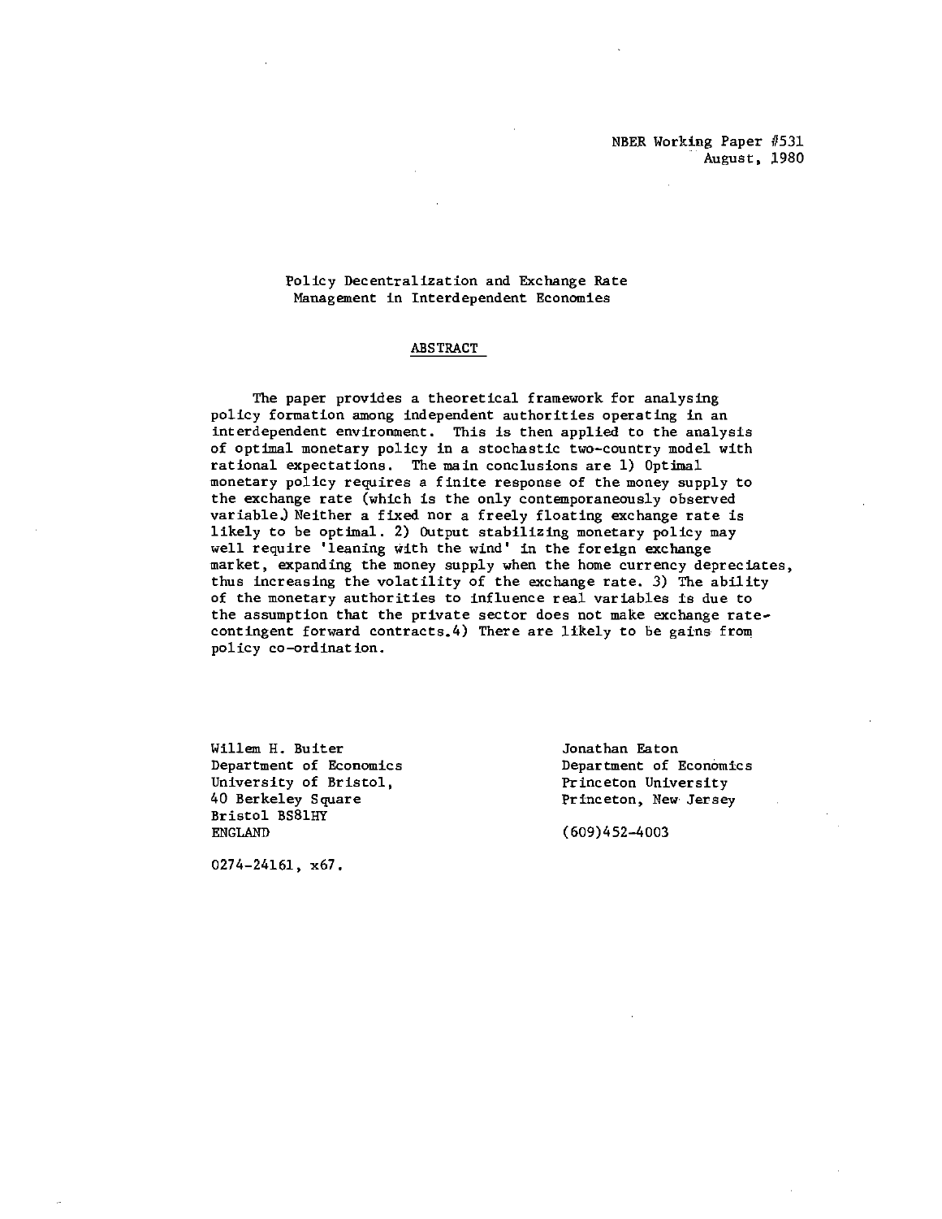NBER Working Paper #531
August, 1980

# Policy Decentralization and Exchange Rate Management in Interdependent Economies

## ABSTRACT

The paper provides a theoretical framework for analysing policy formation among independent authorities operating in an interdependent environment. This is then applied to the analysis of optimal monetary policy in a stochastic two-country model with rational expectations. The main conclusions are 1) Optimal monetary policy requires a finite response of the money supply to the exchange rate (which is the only contemporaneously observed variable.) Neither a fixed nor a freely floating exchange rate is likely to be optimal. 2) Output stabilizing monetary policy may well require 'leaning with the wind' in the foreign exchange market, expanding the money supply when the home currency depreciates, thus increasing the volatility of the exchange rate. 3) The ability of the monetary authorities to influence real variables is due to the assumption that the private sector does not make exchange rate-contingent forward contracts. 4) There are likely to be gains from policy co-ordination.

Willem H. Buiter
Department of Economics
University of Bristol,
40 Berkeley Square
Bristol BS81HY
ENGLAND

0274-24161, x67.

Jonathan Eaton
Department of Economics
Princeton University
Princeton, New Jersey

(609)452-4003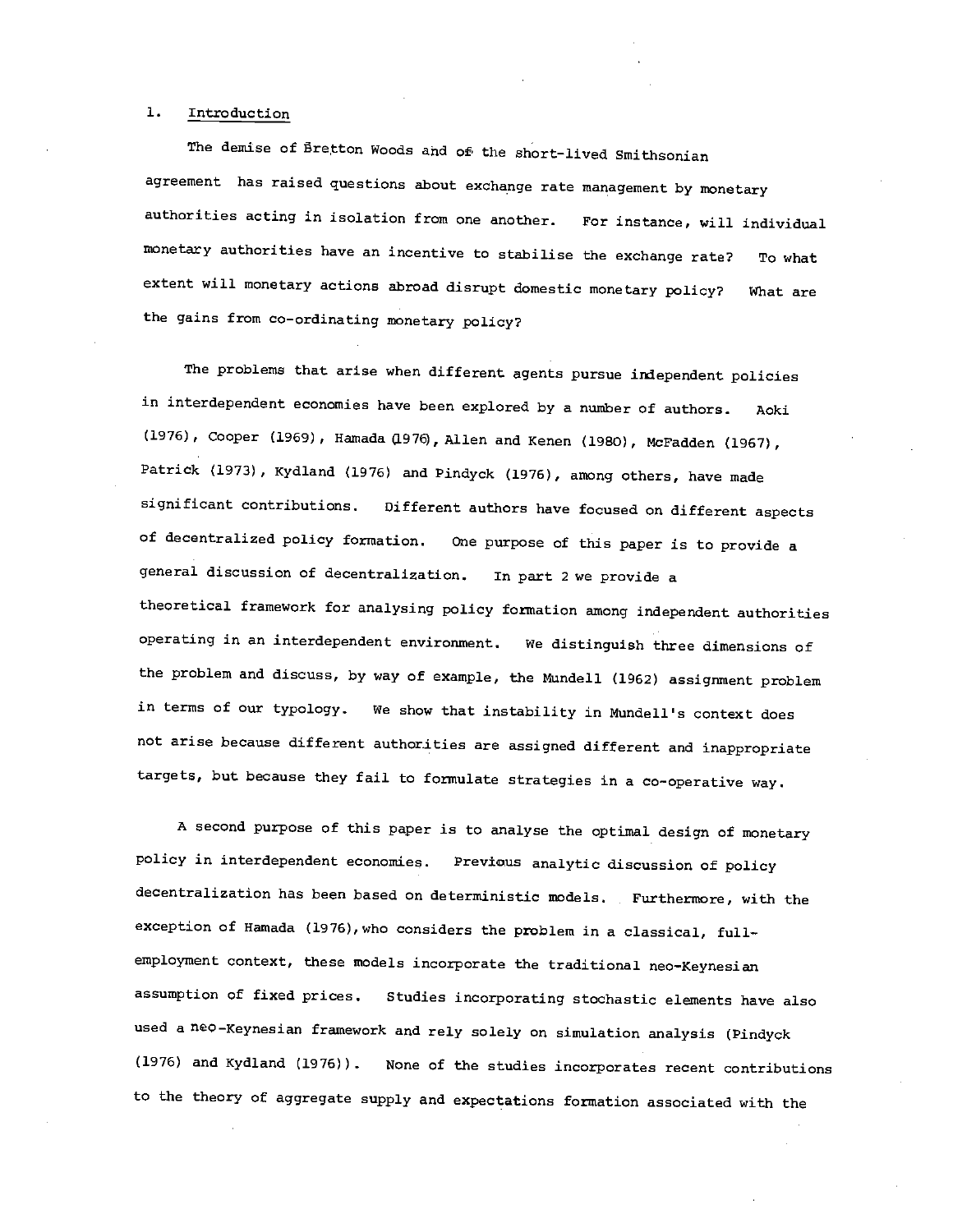## 1. Introduction

The demise of Bretton Woods and of the short-lived Smithsonian agreement has raised questions about exchange rate management by monetary authorities acting in isolation from one another. For instance, will individual monetary authorities have an incentive to stabilise the exchange rate? To what extent will monetary actions abroad disrupt domestic monetary policy? What are the gains from co-ordinating monetary policy?

The problems that arise when different agents pursue independent policies in interdependent economies have been explored by a number of authors. Aoki (1976), Cooper (1969), Hamada (1976), Allen and Kenen (1980), McFadden (1967), Patrick (1973), Kydland (1976) and Pindyck (1976), among others, have made significant contributions. Different authors have focused on different aspects of decentralized policy formation. One purpose of this paper is to provide a general discussion of decentralization. In part 2 we provide a theoretical framework for analysing policy formation among independent authorities operating in an interdependent environment. We distinguish three dimensions of the problem and discuss, by way of example, the Mundell (1962) assignment problem in terms of our typology. We show that instability in Mundell's context does not arise because different authorities are assigned different and inappropriate targets, but because they fail to formulate strategies in a co-operative way.

A second purpose of this paper is to analyse the optimal design of monetary policy in interdependent economies. Previous analytic discussion of policy decentralization has been based on deterministic models. Furthermore, with the exception of Hamada (1976), who considers the problem in a classical, full-employment context, these models incorporate the traditional neo-Keynesian assumption of fixed prices. Studies incorporating stochastic elements have also used a neo-Keynesian framework and rely solely on simulation analysis (Pindyck (1976) and Kydland (1976)). None of the studies incorporates recent contributions to the theory of aggregate supply and expectations formation associated with the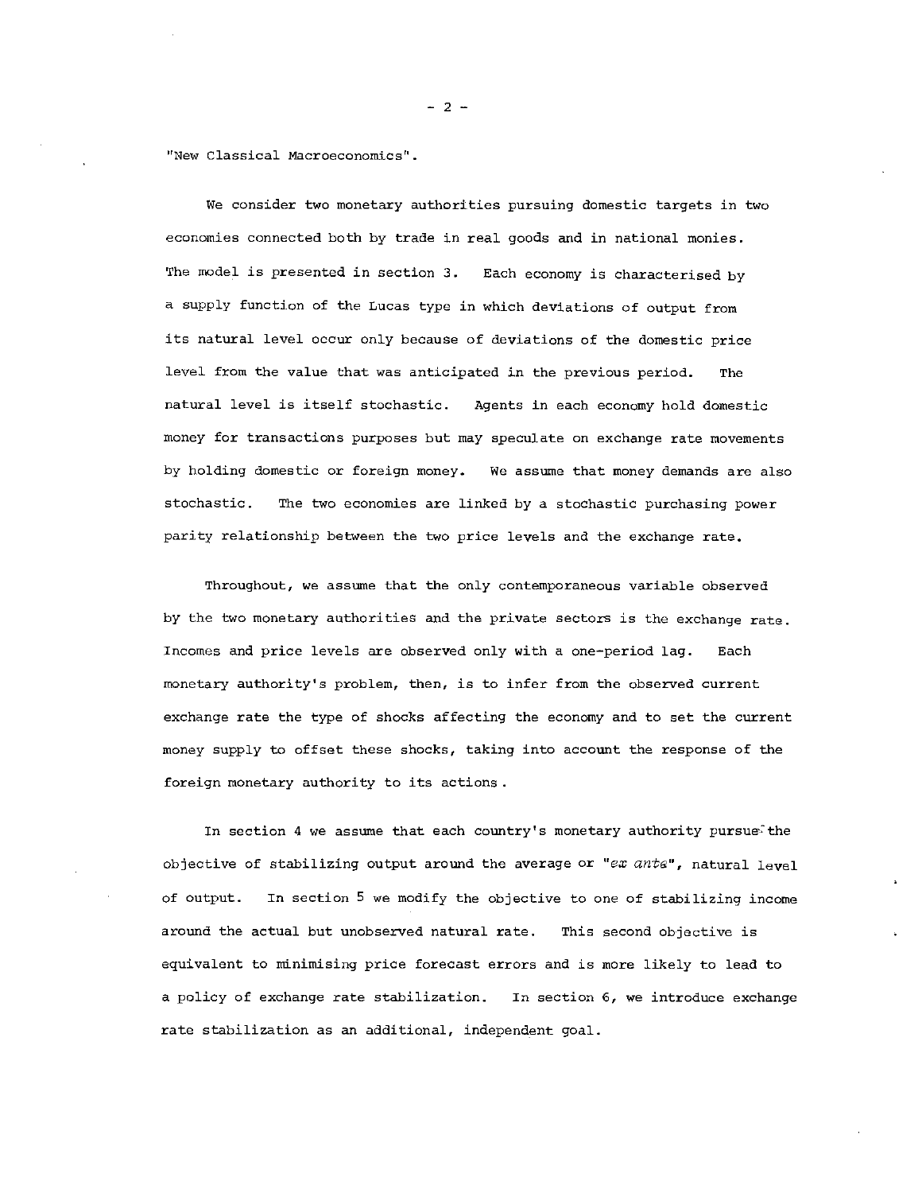"New Classical Macroeconomics".

We consider two monetary authorities pursuing domestic targets in two economies connected both by trade in real goods and in national monies. The model is presented in section 3. Each economy is characterised by a supply function of the Lucas type in which deviations of output from its natural level occur only because of deviations of the domestic price level from the value that was anticipated in the previous period. The natural level is itself stochastic. Agents in each economy hold domestic money for transactions purposes but may speculate on exchange rate movements by holding domestic or foreign money. We assume that money demands are also stochastic. The two economies are linked by a stochastic purchasing power parity relationship between the two price levels and the exchange rate.

Throughout, we assume that the only contemporaneous variable observed by the two monetary authorities and the private sectors is the exchange rate. Incomes and price levels are observed only with a one-period lag. Each monetary authority's problem, then, is to infer from the observed current exchange rate the type of shocks affecting the economy and to set the current money supply to offset these shocks, taking into account the response of the foreign monetary authority to its actions.

In section 4 we assume that each country's monetary authority pursue the objective of stabilizing output around the average or "*ex ante*", natural level of output. In section 5 we modify the objective to one of stabilizing income around the actual but unobserved natural rate. This second objective is equivalent to minimising price forecast errors and is more likely to lead to a policy of exchange rate stabilization. In section 6, we introduce exchange rate stabilization as an additional, independent goal.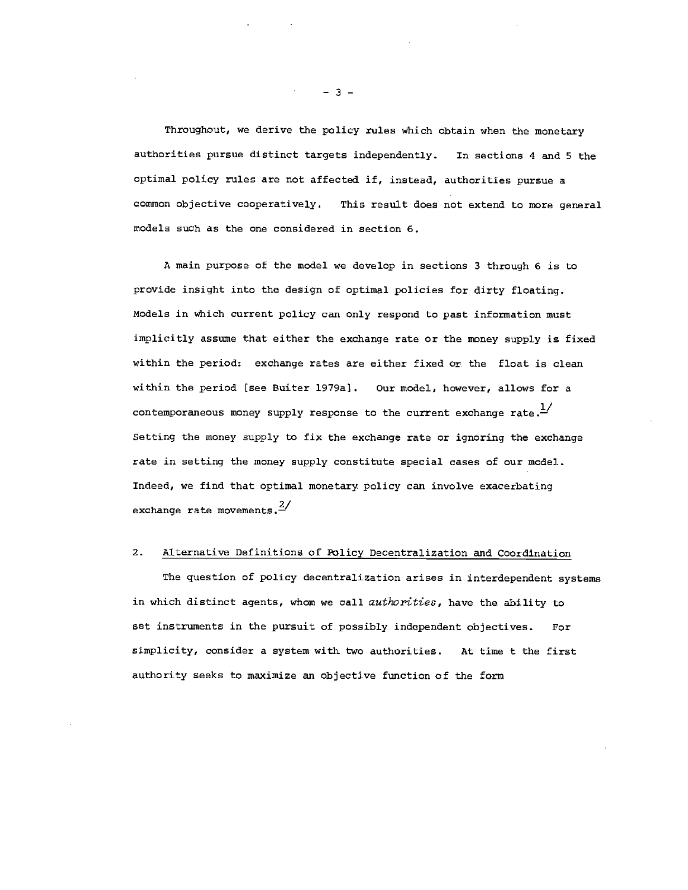Throughout, we derive the policy rules which obtain when the monetary authorities pursue distinct targets independently. In sections 4 and 5 the optimal policy rules are not affected if, instead, authorities pursue a common objective cooperatively. This result does not extend to more general models such as the one considered in section 6.

A main purpose of the model we develop in sections 3 through 6 is to provide insight into the design of optimal policies for dirty floating. Models in which current policy can only respond to past information must implicitly assume that either the exchange rate or the money supply is fixed within the period: exchange rates are either fixed or the float is clean within the period [see Buiter 1979a]. Our model, however, allows for a contemporaneous money supply response to the current exchange rate.[1/] Setting the money supply to fix the exchange rate or ignoring the exchange rate in setting the money supply constitute special cases of our model. Indeed, we find that optimal monetary policy can involve exacerbating exchange rate movements.[2/]

## 2. Alternative Definitions of Policy Decentralization and Coordination

The question of policy decentralization arises in interdependent systems in which distinct agents, whom we call *authorities*, have the ability to set instruments in the pursuit of possibly independent objectives. For simplicity, consider a system with two authorities. At time t the first authority seeks to maximize an objective function of the form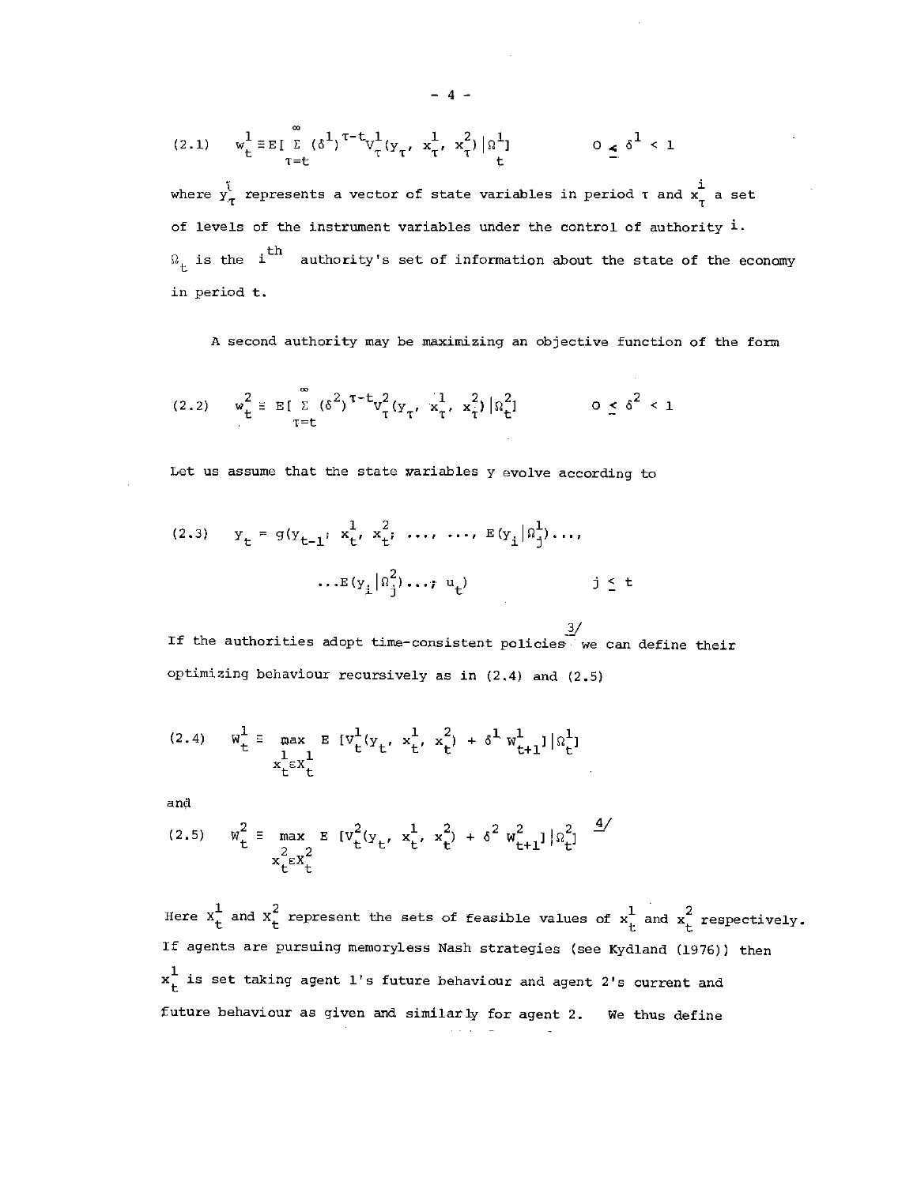$$(2.1) \quad w_t^1 \equiv E\left[ \sum_{\tau=t}^{\infty} (\delta^1)^{\tau-t} V_\tau^1(y_\tau,\ x_\tau^1,\ x_\tau^2) \,|\, \Omega_t^1 \right] \qquad 0 \leq \delta^1 < 1$$

where $y_\tau$ represents a vector of state variables in period $\tau$ and $x_\tau^i$ a set of levels of the instrument variables under the control of authority $i$. $\Omega_t$ is the $i^{th}$ authority's set of information about the state of the economy in period $t$.

A second authority may be maximizing an objective function of the form

$$(2.2) \quad w_t^2 \equiv E\left[ \sum_{\tau=t}^{\infty} (\delta^2)^{\tau-t} V_\tau^2(y_\tau,\ x_\tau^1,\ x_\tau^2) \,|\, \Omega_t^2 \right] \qquad 0 \leq \delta^2 < 1$$

Let us assume that the state variables y evolve according to

$$(2.3) \quad y_t = g(y_{t-1};\ x_t^1,\ x_t^2;\ \ldots,\ \ldots,\ E(y_i|\Omega_j^1)\ldots, \ldots E(y_i|\Omega_j^2)\ldots;\ u_t) \qquad j \leq t$$

If the authorities adopt time-consistent policies [3/] we can define their optimizing behaviour recursively as in (2.4) and (2.5)

$$(2.4) \quad W_t^1 \equiv \max_{x_t^1 \varepsilon X_t^1} E\left[ V_t^1(y_t,\ x_t^1,\ x_t^2) + \delta^1 W_{t+1}^1 \right] | \Omega_t^1 ]$$

and

$$(2.5) \quad W_t^2 \equiv \max_{x_t^2 \varepsilon X_t^2} E\left[ V_t^2(y_t,\ x_t^1,\ x_t^2) + \delta^2 W_{t+1}^2 \right] | \Omega_t^2 ]$$ [4/]

Here $X_t^1$ and $X_t^2$ represent the sets of feasible values of $x_t^1$ and $x_t^2$ respectively. If agents are pursuing memoryless Nash strategies (see Kydland (1976)) then $x_t^1$ is set taking agent 1's future behaviour and agent 2's current and future behaviour as given and similarly for agent 2. We thus define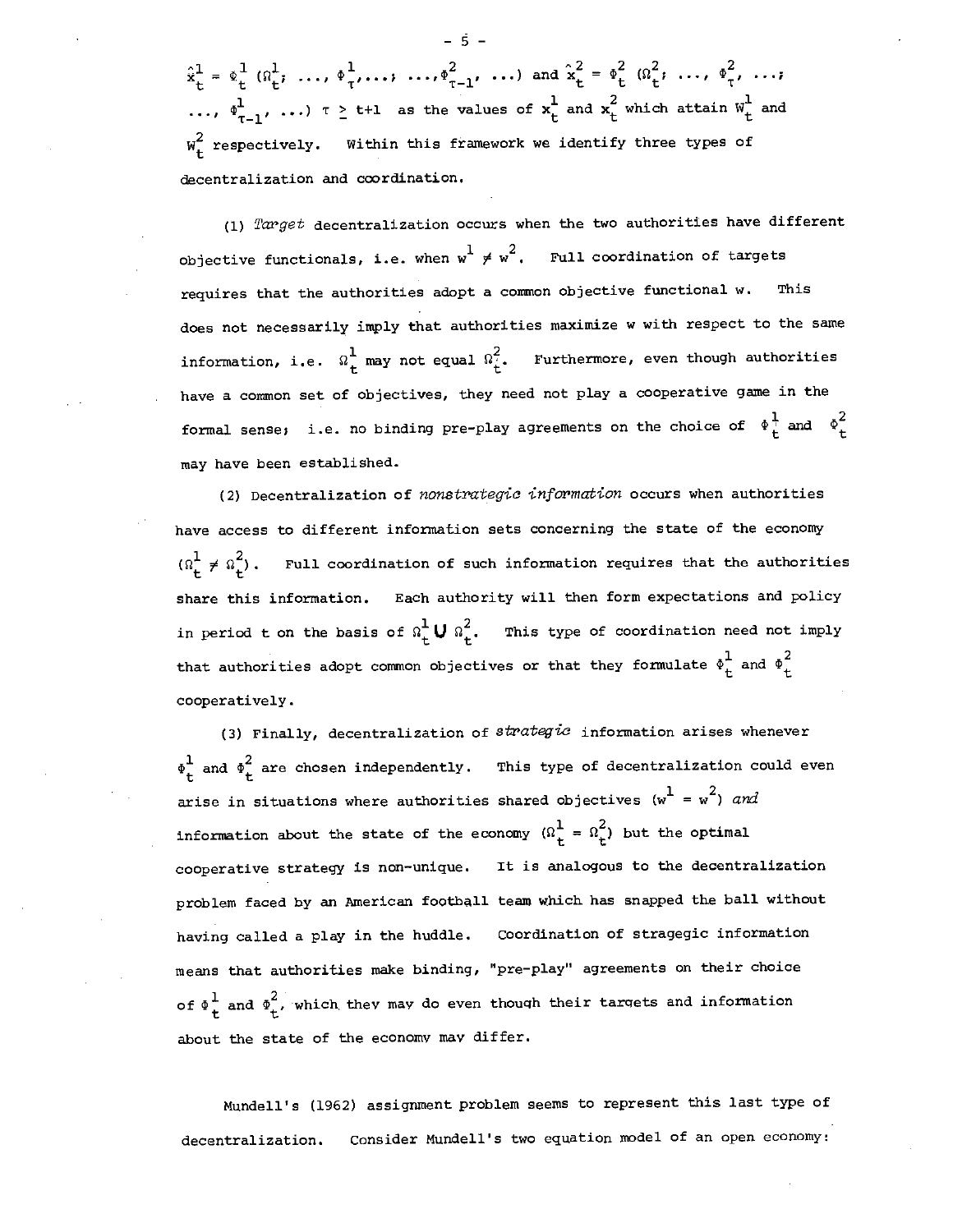$\hat{x}_t^1 = \Phi_t^1 (\Omega_t^1; \; \ldots, \Phi_\tau^1, \ldots; \; \ldots, \Phi_{\tau-1}^2, \; \ldots)$ and $\hat{x}_t^2 = \Phi_t^2 (\Omega_t^2; \; \ldots, \Phi_\tau^2, \; \ldots; \; \ldots, \Phi_{\tau-1}^1, \; \ldots)$ $\tau \geq t+1$ as the values of $x_t^1$ and $x_t^2$ which attain $W_t^1$ and $W_t^2$ respectively. Within this framework we identify three types of decentralization and coordination.

(1) *Target* decentralization occurs when the two authorities have different objective functionals, i.e. when $w^1 \neq w^2$. Full coordination of targets requires that the authorities adopt a common objective functional w. This does not necessarily imply that authorities maximize w with respect to the same information, i.e. $\Omega_t^1$ may not equal $\Omega_t^2$. Furthermore, even though authorities have a common set of objectives, they need not play a cooperative game in the formal sense; i.e. no binding pre-play agreements on the choice of $\Phi_t^1$ and $\Phi_t^2$ may have been established.

(2) Decentralization of *nonstrategic information* occurs when authorities have access to different information sets concerning the state of the economy $(\Omega_t^1 \neq \Omega_t^2)$. Full coordination of such information requires that the authorities share this information. Each authority will then form expectations and policy in period t on the basis of $\Omega_t^1 \cup \Omega_t^2$. This type of coordination need not imply that authorities adopt common objectives or that they formulate $\Phi_t^1$ and $\Phi_t^2$ cooperatively.

(3) Finally, decentralization of *strategic* information arises whenever $\Phi_t^1$ and $\Phi_t^2$ are chosen independently. This type of decentralization could even arise in situations where authorities shared objectives $(w^1 = w^2)$ *and* information about the state of the economy $(\Omega_t^1 = \Omega_t^2)$ but the optimal cooperative strategy is non-unique. It is analogous to the decentralization problem faced by an American football team which has snapped the ball without having called a play in the huddle. Coordination of stragegic information means that authorities make binding, "pre-play" agreements on their choice of $\Phi_t^1$ and $\Phi_t^2$, which they may do even though their targets and information about the state of the economy may differ.

Mundell's (1962) assignment problem seems to represent this last type of decentralization. Consider Mundell's two equation model of an open economy: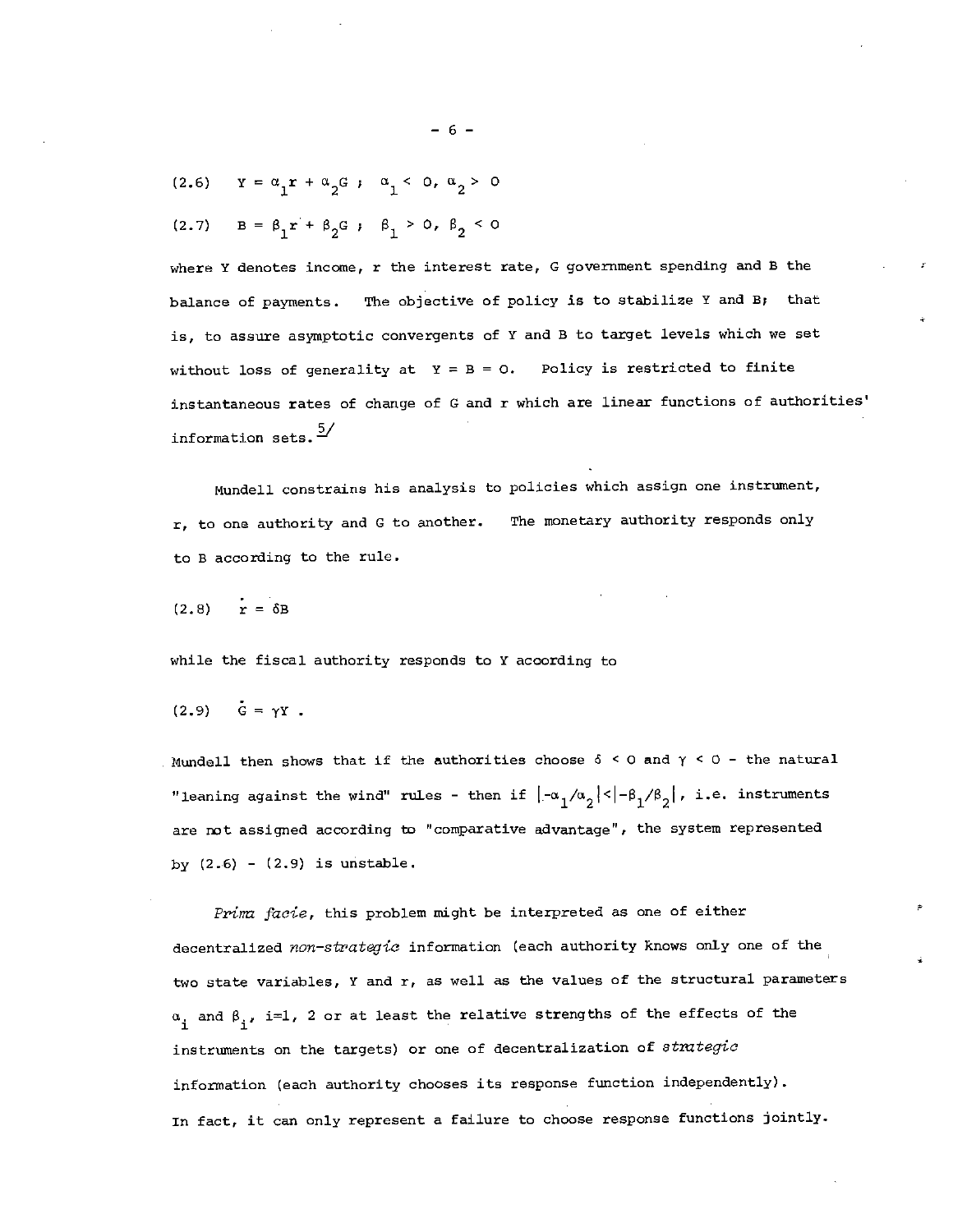(2.6) $\quad Y = \alpha_1 r + \alpha_2 G \; ; \quad \alpha_1 < 0, \; \alpha_2 > 0$

(2.7) $\quad B = \beta_1 r + \beta_2 G \; ; \quad \beta_1 > 0, \; \beta_2 < 0$

where Y denotes income, r the interest rate, G government spending and B the balance of payments. The objective of policy is to stabilize Y and B; that is, to assure asymptotic convergents of Y and B to target levels which we set without loss of generality at $Y = B = 0$. Policy is restricted to finite instantaneous rates of change of G and r which are linear functions of authorities' information sets.[5/]

Mundell constrains his analysis to policies which assign one instrument, r, to one authority and G to another. The monetary authority responds only to B according to the rule.

(2.8) $\quad \dot{r} = \delta B$

while the fiscal authority responds to Y according to

(2.9) $\quad \dot{G} = \gamma Y$ .

Mundell then shows that if the authorities choose $\delta < 0$ and $\gamma < 0$ - the natural "leaning against the wind" rules - then if $|-\alpha_1/\alpha_2| < |-\beta_1/\beta_2|$, i.e. instruments are not assigned according to "comparative advantage", the system represented by (2.6) - (2.9) is unstable.

*Prima facie*, this problem might be interpreted as one of either decentralized *non-strategic* information (each authority knows only one of the two state variables, Y and r, as well as the values of the structural parameters $\alpha_i$ and $\beta_i$, i=1, 2 or at least the relative strengths of the effects of the instruments on the targets) or one of decentralization of *strategic* information (each authority chooses its response function independently). In fact, it can only represent a failure to choose response functions jointly.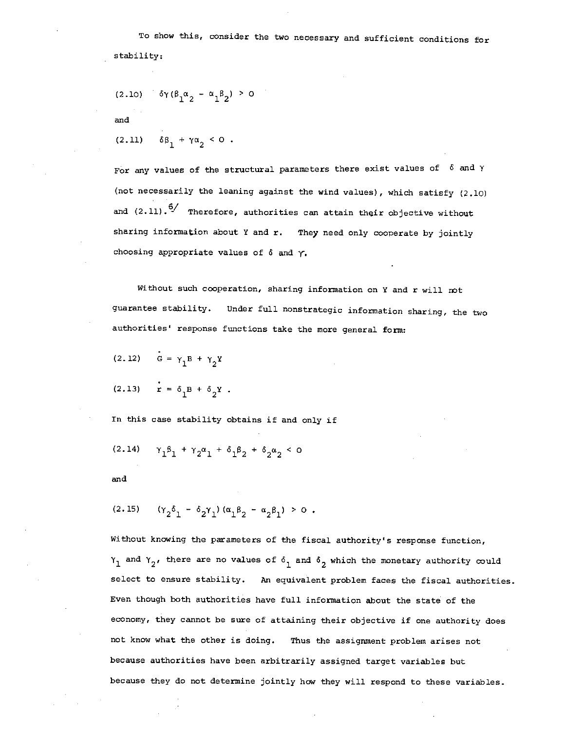To show this, consider the two necessary and sufficient conditions for stability:

$$\delta\gamma(\beta_1\alpha_2 - \alpha_1\beta_2) > 0 \tag{2.10}$$

and

$$\delta\beta_1 + \gamma\alpha_2 < 0 \ . \tag{2.11}$$

For any values of the structural parameters there exist values of $\delta$ and $\gamma$ (not necessarily the leaning against the wind values), which satisfy (2.10) and (2.11).[6] Therefore, authorities can attain their objective without sharing information about Y and r. They need only cooperate by jointly choosing appropriate values of $\delta$ and $\gamma$.

Without such cooperation, sharing information on Y and r will not guarantee stability. Under full nonstrategic information sharing, the two authorities' response functions take the more general form:

$$\dot{G} = \gamma_1 B + \gamma_2 Y \tag{2.12}$$

$$\dot{r} = \delta_1 B + \delta_2 Y \ . \tag{2.13}$$

In this case stability obtains if and only if

$$\gamma_1\beta_1 + \gamma_2\alpha_1 + \delta_1\beta_2 + \delta_2\alpha_2 < 0 \tag{2.14}$$

and

$$(\gamma_2\delta_1 - \delta_2\gamma_1)(\alpha_1\beta_2 - \alpha_2\beta_1) > 0 \ . \tag{2.15}$$

Without knowing the parameters of the fiscal authority's response function, $\gamma_1$ and $\gamma_2$, there are no values of $\delta_1$ and $\delta_2$ which the monetary authority could select to ensure stability. An equivalent problem faces the fiscal authorities. Even though both authorities have full information about the state of the economy, they cannot be sure of attaining their objective if one authority does not know what the other is doing. Thus the assignment problem arises not because authorities have been arbitrarily assigned target variables but because they do not determine jointly how they will respond to these variables.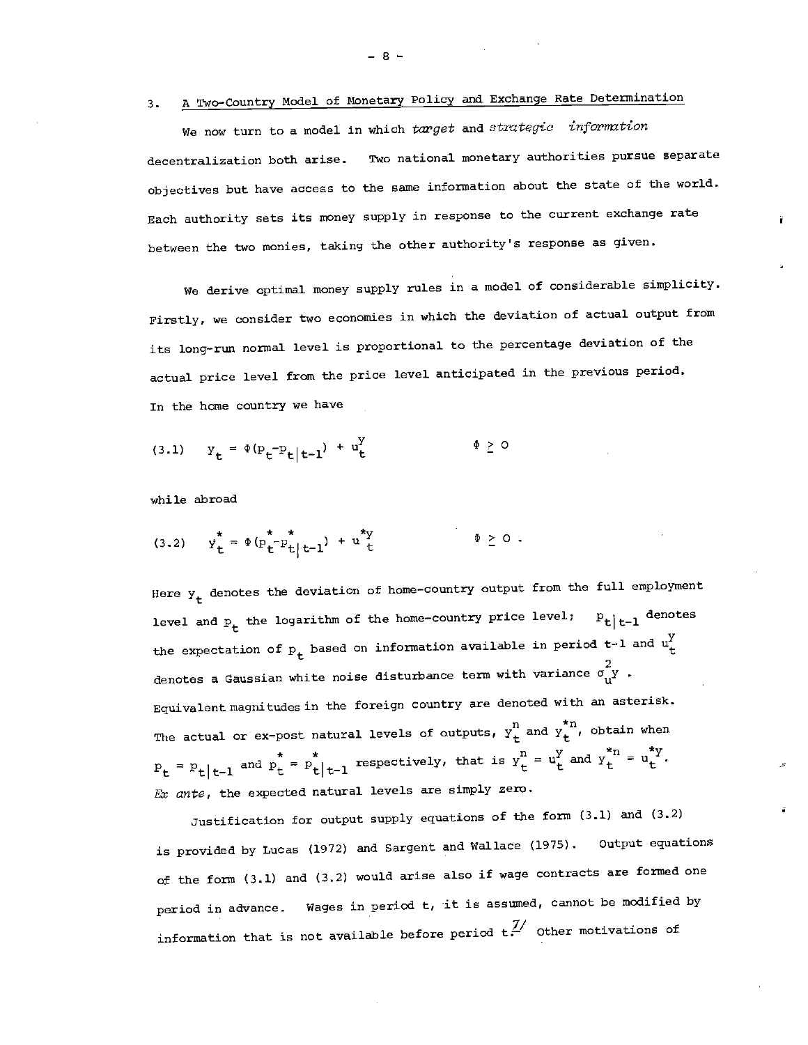## 3. A Two-Country Model of Monetary Policy and Exchange Rate Determination

We now turn to a model in which *target* and *strategic information* decentralization both arise. Two national monetary authorities pursue separate objectives but have access to the same information about the state of the world. Each authority sets its money supply in response to the current exchange rate between the two monies, taking the other authority's response as given.

We derive optimal money supply rules in a model of considerable simplicity. Firstly, we consider two economies in which the deviation of actual output from its long-run normal level is proportional to the percentage deviation of the actual price level from the price level anticipated in the previous period. In the home country we have

$$(3.1) \qquad y_t = \Phi(p_t - p_{t|t-1}) + u_t^y \qquad\qquad \Phi \geq 0$$

while abroad

$$(3.2) \qquad y_t^* = \Phi(p_t^* - p_{t|t-1}^*) + u_t^{*y} \qquad\qquad \Phi \geq 0 .$$

Here $y_t$ denotes the deviation of home-country output from the full employment level and $p_t$ the logarithm of the home-country price level; $p_{t|t-1}$ denotes the expectation of $p_t$ based on information available in period t-1 and $u_t^y$ denotes a Gaussian white noise disturbance term with variance $\sigma_u^2y$. Equivalent magnitudes in the foreign country are denoted with an asterisk. The actual or ex-post natural levels of outputs, $y_t^n$ and $y_t^{*n}$, obtain when $p_t = p_{t|t-1}$ and $p_t^* = p_{t|t-1}^*$ respectively, that is $y_t^n = u_t^y$ and $y_t^{*n} = u_t^{*y}$. *Ex ante*, the expected natural levels are simply zero.

Justification for output supply equations of the form (3.1) and (3.2) is provided by Lucas (1972) and Sargent and Wallace (1975). Output equations of the form (3.1) and (3.2) would arise also if wage contracts are formed one period in advance. Wages in period t, it is assumed, cannot be modified by information that is not available before period t.[7/] Other motivations of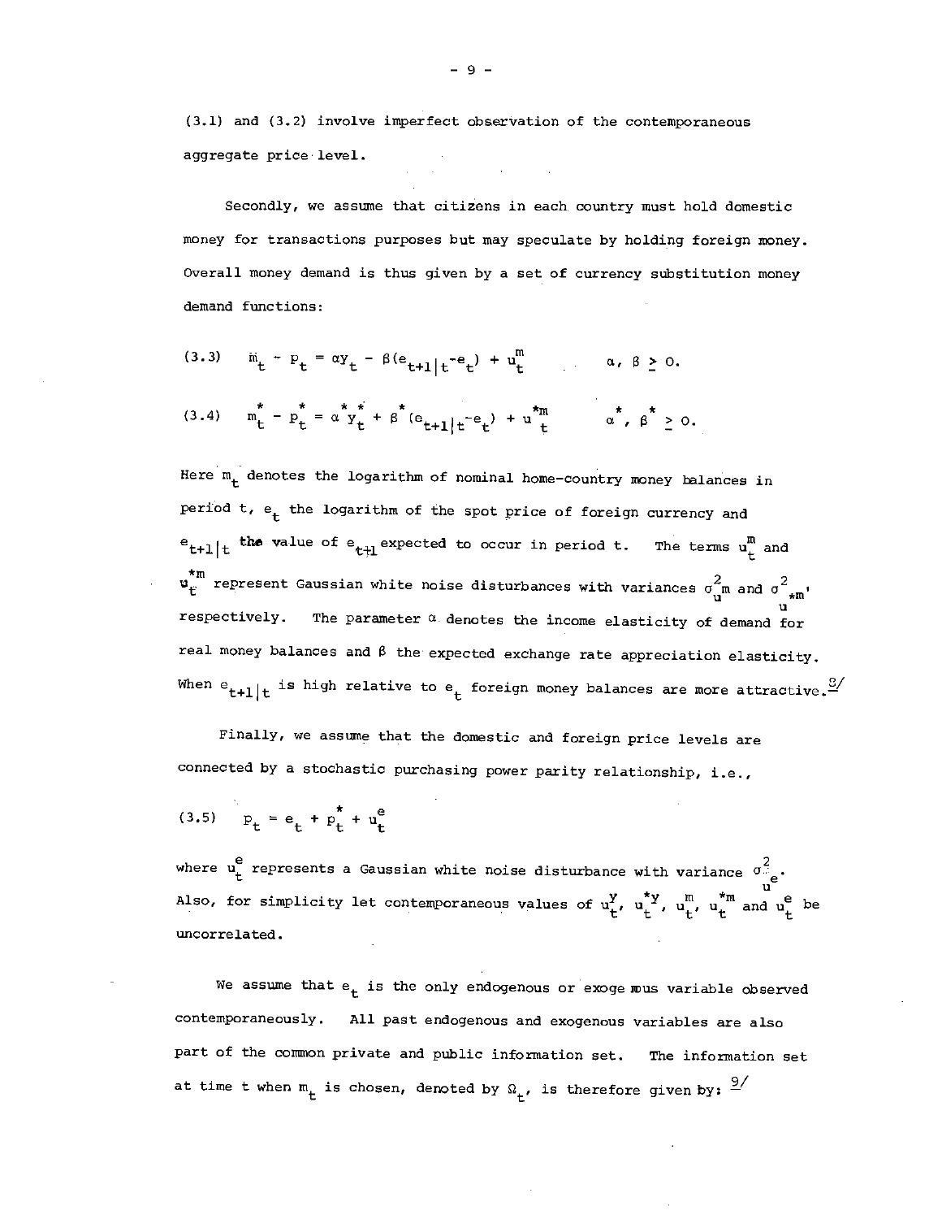(3.1) and (3.2) involve imperfect observation of the contemporaneous aggregate price level.

Secondly, we assume that citizens in each country must hold domestic money for transactions purposes but may speculate by holding foreign money. Overall money demand is thus given by a set of currency substitution money demand functions:

$$(3.3) \quad m_t - p_t = \alpha y_t - \beta(e_{t+1|t} - e_t) + u_t^m \qquad \alpha, \beta \geq 0.$$

$$(3.4) \quad m_t^* - p_t^* = \alpha^* y_t^* + \beta^*(e_{t+1|t} - e_t) + u_t^{*m} \qquad \alpha^*, \beta^* \geq 0.$$

Here $m_t$ denotes the logarithm of nominal home-country money balances in period t, $e_t$ the logarithm of the spot price of foreign currency and $e_{t+1|t}$ the value of $e_{t+1}$ expected to occur in period t. The terms $u_t^m$ and $u_t^{*m}$ represent Gaussian white noise disturbances with variances $\sigma_{u^m}^2$ and $\sigma_{u^{*m}}^2$, respectively. The parameter $\alpha$ denotes the income elasticity of demand for real money balances and $\beta$ the expected exchange rate appreciation elasticity. When $e_{t+1|t}$ is high relative to $e_t$ foreign money balances are more attractive.[8]

Finally, we assume that the domestic and foreign price levels are connected by a stochastic purchasing power parity relationship, i.e.,

$$(3.5) \quad p_t = e_t + p_t^* + u_t^e$$

where $u_t^e$ represents a Gaussian white noise disturbance with variance $\sigma_{u^e}^2$. Also, for simplicity let contemporaneous values of $u_t^y$, $u_t^{*y}$, $u_t^m$, $u_t^{*m}$ and $u_t^e$ be uncorrelated.

We assume that $e_t$ is the only endogenous or exogenous variable observed contemporaneously. All past endogenous and exogenous variables are also part of the common private and public information set. The information set at time t when $m_t$ is chosen, denoted by $\Omega_t$, is therefore given by:[9]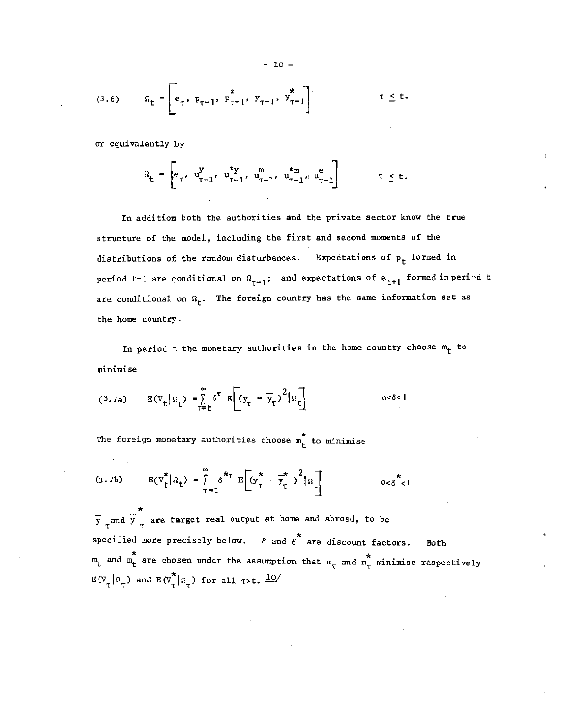$$(3.6) \qquad \Omega_t = \left[ e_\tau, \; p_{\tau-1}, \; p^*_{\tau-1}, \; y_{\tau-1}, \; y^*_{\tau-1} \right] \qquad \tau \leq t.$$

or equivalently by

$$\Omega_t = \left[ e_\tau, \; u^y_{\tau-1}, \; u^{*y}_{\tau-1}, \; u^m_{\tau-1}, \; u^{*m}_{\tau-1}, \; u^e_{\tau-1} \right] \qquad \tau \leq t.$$

In addition both the authorities and the private sector know the true structure of the model, including the first and second moments of the distributions of the random disturbances. Expectations of $p_t$ formed in period $t-1$ are conditional on $\Omega_{t-1}$; and expectations of $e_{t+1}$ formed in period $t$ are conditional on $\Omega_t$. The foreign country has the same information set as the home country.

In period t the monetary authorities in the home country choose $m_t$ to minimise

$$(3.7a) \qquad E(V_t | \Omega_t) = \sum_{\tau=t}^{\infty} \delta^\tau \, E\left[ (y_\tau - \bar{y}_\tau)^2 | \Omega_t \right] \qquad 0<\delta<1$$

The foreign monetary authorities choose $m^*_t$ to minimise

$$(3.7b) \qquad E(V^*_t | \Omega_t) = \sum_{\tau=t}^{\infty} \delta^{*\tau} \, E\left[ (y^*_\tau - \bar{y}^*_\tau)^2 | \Omega_t \right] \qquad 0<\delta^*<1$$

$\bar{y}_\tau$ and $\bar{y}^*_\tau$ are target real output at home and abroad, to be specified more precisely below. $\delta$ and $\delta^*$ are discount factors. Both $m_t$ and $m^*_t$ are chosen under the assumption that $m_\tau$ and $m^*_\tau$ minimise respectively $E(V_\tau | \Omega_\tau)$ and $E(V^*_\tau | \Omega_\tau)$ for all $\tau > t$. [10]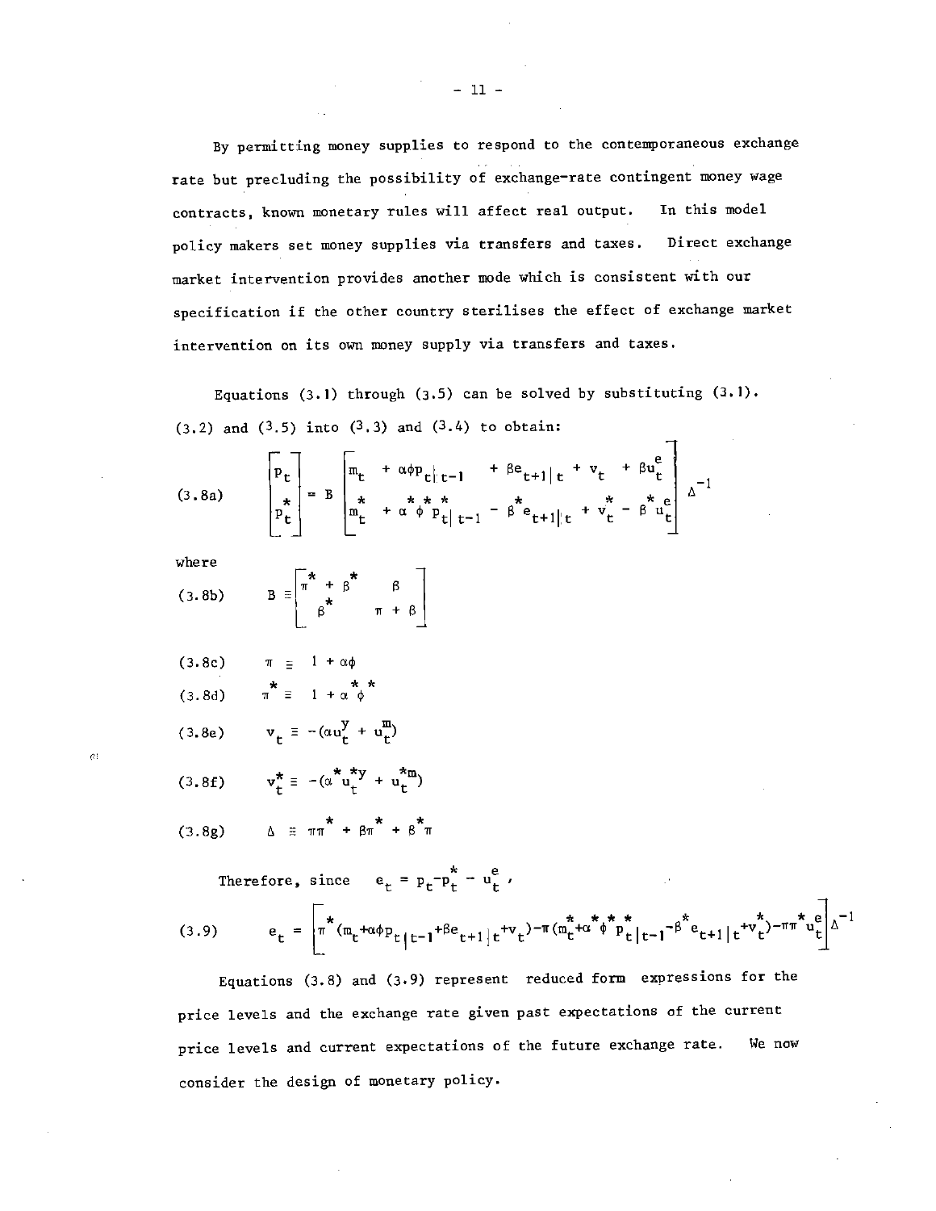By permitting money supplies to respond to the contemporaneous exchange rate but precluding the possibility of exchange-rate contingent money wage contracts, known monetary rules will affect real output. In this model policy makers set money supplies via transfers and taxes. Direct exchange market intervention provides another mode which is consistent with our specification if the other country sterilises the effect of exchange market intervention on its own money supply via transfers and taxes.

Equations (3.1) through (3.5) can be solved by substituting (3.1), (3.2) and (3.5) into (3.3) and (3.4) to obtain:

$$\text{(3.8a)} \qquad \begin{bmatrix} p_t \\ p_t^* \end{bmatrix} = B \begin{bmatrix} m_t + \alpha\phi p_{t|t-1} + \beta e_{t+1|t} + v_t + \beta u_t^e \\ m_t^* + \alpha^*\phi^* p_{t|t-1}^* - \beta^* e_{t+1|t} + v_t^* - \beta^* u_t^e \end{bmatrix} \Delta^{-1}$$

where

$$\text{(3.8b)} \qquad B \equiv \begin{bmatrix} \pi^* + \beta^* & \beta \\ \beta^* & \pi + \beta \end{bmatrix}$$

$$\text{(3.8c)} \qquad \pi \equiv 1 + \alpha\phi$$

$$\text{(3.8d)} \qquad \pi^* \equiv 1 + \alpha^*\phi^*$$

$$\text{(3.8e)} \qquad v_t \equiv -(\alpha u_t^y + u_t^m)$$

$$\text{(3.8f)} \qquad v_t^* \equiv -(\alpha^* u_t^{*y} + u_t^{*m})$$

$$\text{(3.8g)} \qquad \Delta \equiv \pi\pi^* + \beta\pi^* + \beta^*\pi$$

Therefore, since $e_t = p_t - p_t^* - u_t^e$,

$$\text{(3.9)} \qquad e_t = \left[\pi^*(m_t + \alpha\phi p_{t|t-1} + \beta e_{t+1|t} + v_t) - \pi(m_t^* + \alpha^*\phi^* p_{t|t-1}^* - \beta^* e_{t+1|t} + v_t^*) - \pi\pi^* u_t^e\right]\Delta^{-1}$$

Equations (3.8) and (3.9) represent reduced form expressions for the price levels and the exchange rate given past expectations of the current price levels and current expectations of the future exchange rate. We now consider the design of monetary policy.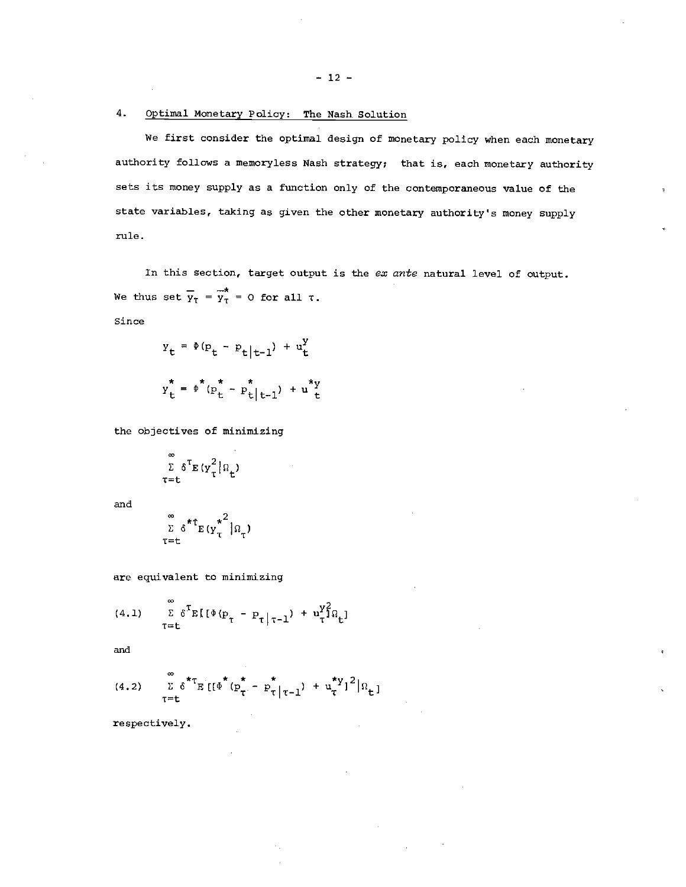## 4. Optimal Monetary Policy: The Nash Solution

We first consider the optimal design of monetary policy when each monetary authority follows a memoryless Nash strategy; that is, each monetary authority sets its money supply as a function only of the contemporaneous value of the state variables, taking as given the other monetary authority's money supply rule.

In this section, target output is the *ex ante* natural level of output. We thus set $\overline{y}_\tau = \overline{y}^*_\tau = 0$ for all $\tau$.

Since

$$y_t = \Phi(p_t - p_{t|t-1}) + u^y_t$$

$$y^*_t = \Phi^*(p^*_t - p^*_{t|t-1}) + u^{*y}_t$$

the objectives of minimizing

$$\sum_{\tau=t}^{\infty} \delta^\tau E(y^2_\tau|\Omega_t)$$

and

$$\sum_{\tau=t}^{\infty} \delta^{*\tau} E(y^{*2}_\tau|\Omega_\tau)$$

are equivalent to minimizing

$$(4.1) \qquad \sum_{\tau=t}^{\infty} \delta^\tau E[[\Phi(p_\tau - p_{\tau|\tau-1}) + u^y_\tau]^2|\Omega_t]$$

and

$$(4.2) \qquad \sum_{\tau=t}^{\infty} \delta^{*\tau} E[[\Phi^*(p^*_\tau - p^*_{\tau|\tau-1}) + u^{*y}_\tau]^2|\Omega_t]$$

respectively.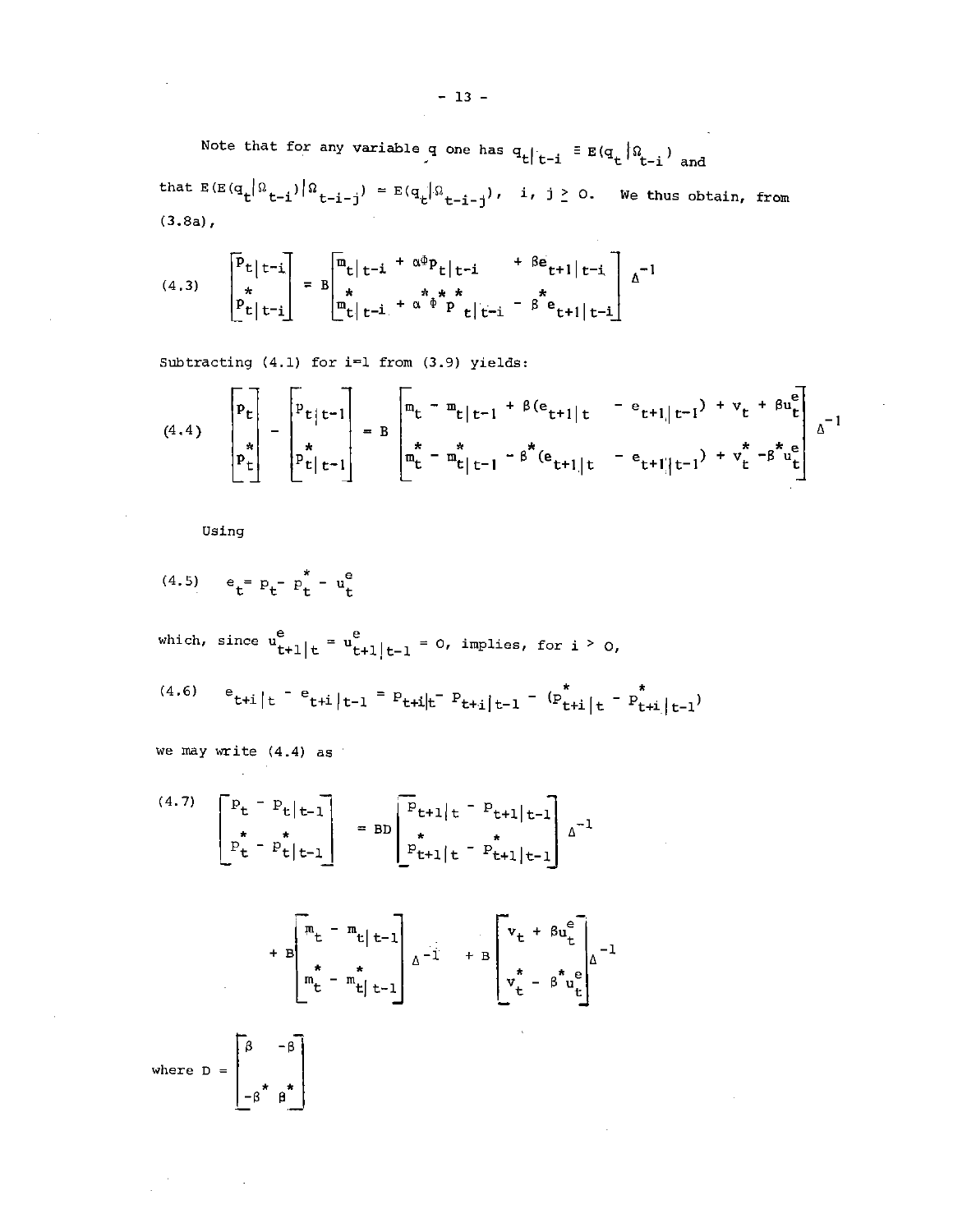Note that for any variable $q$ one has $q_{t|t-i} \equiv E(q_t|\Omega_{t-i})$ and that $E(E(q_t|\Omega_{t-i})|\Omega_{t-i-j}) = E(q_t|\Omega_{t-i-j})$, $i, j \geq 0$. We thus obtain, from (3.8a),

$$
(4.3) \quad \begin{bmatrix} p_{t|t-i} \\ p^*_{t|t-i} \end{bmatrix} = B \begin{bmatrix} m_{t|t-i} + \alpha\Phi p_{t|t-i} + \beta e_{t+1|t-i} \\ m^*_{t|t-i} + \alpha^* \Phi^* p^*_{t|t-i} - \beta^* e_{t+1|t-i} \end{bmatrix} \Delta^{-1}
$$

Subtracting (4.1) for i=1 from (3.9) yields:

$$
(4.4) \quad \begin{bmatrix} p_t \\ p^*_t \end{bmatrix} - \begin{bmatrix} p_{t|t-1} \\ p^*_{t|t-1} \end{bmatrix} = B \begin{bmatrix} m_t - m_{t|t-1} + \beta(e_{t+1|t} - e_{t+1|t-1}) + v_t + \beta u^e_t \\ m^*_t - m^*_{t|t-1} - \beta^*(e_{t+1|t} - e_{t+1|t-1}) + v^*_t - \beta^* u^e_t \end{bmatrix} \Delta^{-1}
$$

Using

$$
(4.5) \quad e_t = p_t - p^*_t - u^e_t
$$

which, since $u^e_{t+1|t} = u^e_{t+1|t-1} = 0$, implies, for $i > 0$,

$$
(4.6) \quad e_{t+i|t} - e_{t+i|t-1} = p_{t+i|t} - p_{t+i|t-1} - (p^*_{t+i|t} - p^*_{t+i|t-1})
$$

we may write (4.4) as

$$
(4.7) \quad \begin{bmatrix} p_t - p_{t|t-1} \\ p^*_t - p^*_{t|t-1} \end{bmatrix} = BD \begin{bmatrix} p_{t+1|t} - p_{t+1|t-1} \\ p^*_{t+1|t} - p^*_{t+1|t-1} \end{bmatrix} \Delta^{-1}
$$

$$
+ B \begin{bmatrix} m_t - m_{t|t-1} \\ m^*_t - m^*_{t|t-1} \end{bmatrix} \Delta^{-1} + B \begin{bmatrix} v_t + \beta u^e_t \\ v^*_t - \beta^* u^e_t \end{bmatrix} \Delta^{-1}
$$

where $D = \begin{bmatrix} \beta & -\beta \\ -\beta^* & \beta^* \end{bmatrix}$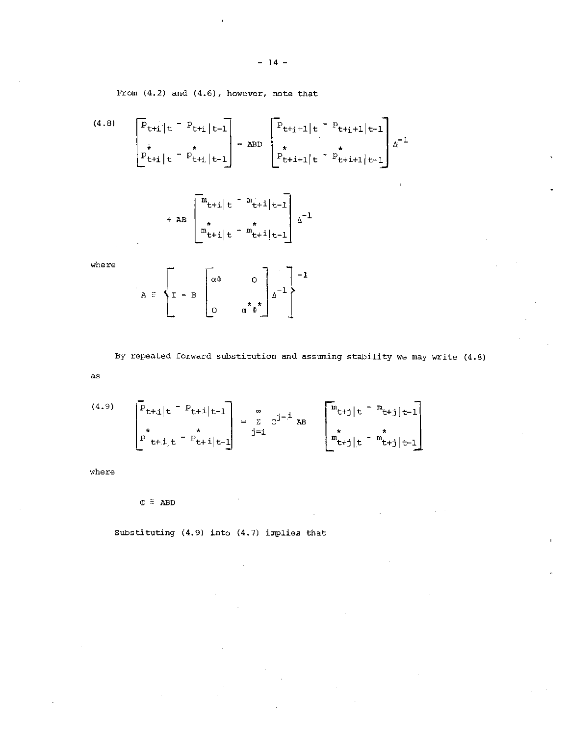From (4.2) and (4.6), however, note that

$$
(4.8) \quad \begin{bmatrix} p_{t+i|t} - p_{t+i|t-1} \\ p^*_{t+i|t} - p^*_{t+i|t-1} \end{bmatrix} = ABD \begin{bmatrix} p_{t+i+1|t} - p_{t+i+1|t-1} \\ p^*_{t+i+1|t} - p^*_{t+i+1|t-1} \end{bmatrix} \Delta^{-1}
$$

$$
+ AB \begin{bmatrix} m_{t+i|t} - m_{t+i|t-1} \\ m^*_{t+i|t} - m^*_{t+i|t-1} \end{bmatrix} \Delta^{-1}
$$

where

$$
A \equiv \left\{ I - B \begin{bmatrix} \alpha\phi & 0 \\ 0 & \alpha^*\phi^* \end{bmatrix} \Delta^{-1} \right\}^{-1}
$$

By repeated forward substitution and assuming stability we may write (4.8) as

$$
(4.9) \quad \begin{bmatrix} p_{t+i|t} - p_{t+i|t-1} \\ p^*_{t+i|t} - p^*_{t+i|t-1} \end{bmatrix} = \sum_{j=i}^{\infty} C^{j-i} AB \begin{bmatrix} m_{t+j|t} - m_{t+j|t-1} \\ m^*_{t+j|t} - m^*_{t+j|t-1} \end{bmatrix}
$$

where

$$
C \equiv ABD
$$

Substituting (4.9) into (4.7) implies that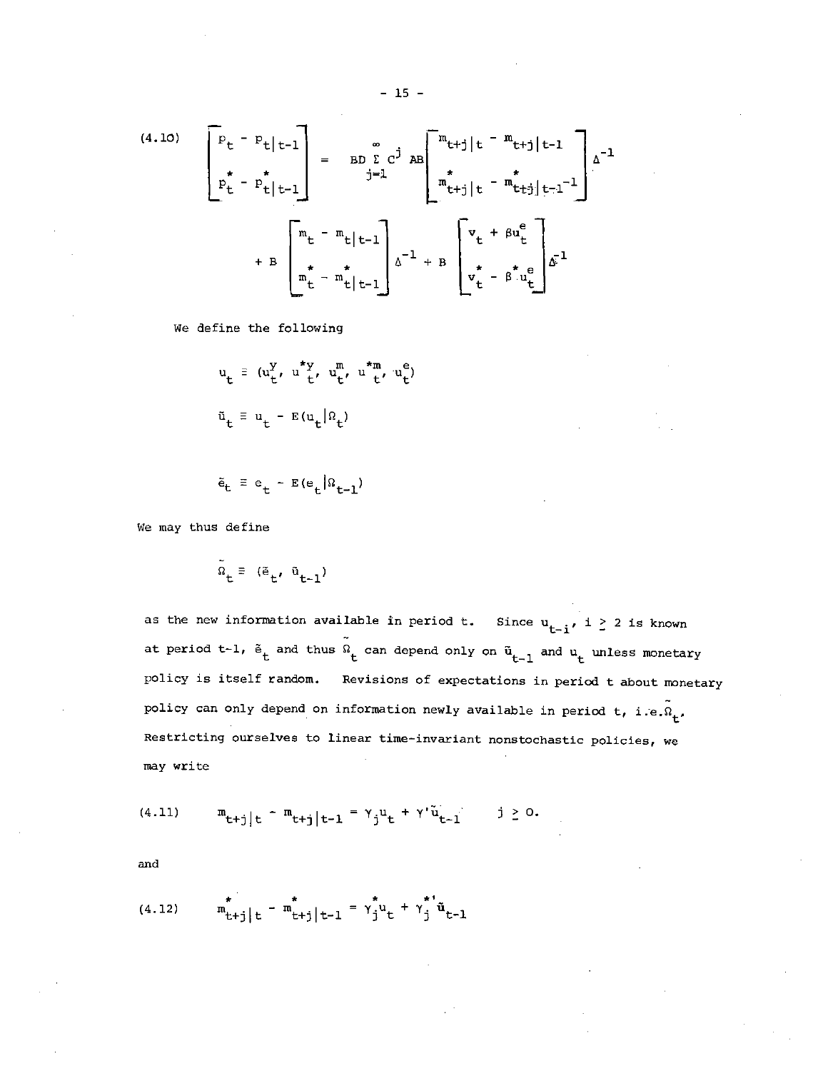$$
(4.10) \quad \begin{bmatrix} p_t - p_{t|t-1} \\ p_t^* - p_{t|t-1}^* \end{bmatrix} = BD \sum_{j=1}^{\infty} C^j AB \begin{bmatrix} m_{t+j|t} - m_{t+j|t-1} \\ m_{t+j|t}^* - m_{t+j|t-1}^* \end{bmatrix} \Delta^{-1}
$$

$$
+ B \begin{bmatrix} m_t - m_{t|t-1} \\ m_t^* - m_{t|t-1}^* \end{bmatrix} \Delta^{-1} + B \begin{bmatrix} v_t + \beta u_t^e \\ v_t^* - \beta^* u_t^e \end{bmatrix} \Delta^{-1}
$$

We define the following

$$
u_t \equiv (u_t^y, u_t^{*y}, u_t^m, u_t^{*m}, u_t^e)
$$

$$
\tilde{u}_t \equiv u_t - E(u_t | \Omega_t)
$$

$$
\tilde{e}_t \equiv e_t - E(e_t | \Omega_{t-1})
$$

We may thus define

$$
\tilde{\Omega}_t \equiv (\tilde{e}_t, \tilde{u}_{t-1})
$$

as the new information available in period t. Since $u_{t-i}$, $i \geq 2$ is known at period t-1, $\tilde{e}_t$ and thus $\tilde{\Omega}_t$ can depend only on $\tilde{u}_{t-1}$ and $u_t$ unless monetary policy is itself random. Revisions of expectations in period t about monetary policy can only depend on information newly available in period t, i.e. $\tilde{\Omega}_t$. Restricting ourselves to linear time-invariant nonstochastic policies, we may write

$$
(4.11) \quad m_{t+j|t} - m_{t+j|t-1} = \gamma_j u_t + \gamma' \tilde{u}_{t-1} \qquad j \geq 0.
$$

and

$$
(4.12) \quad m_{t+j|t}^* - m_{t+j|t-1}^* = \gamma_j^* u_t + \gamma_j^{*\prime} \tilde{u}_{t-1}
$$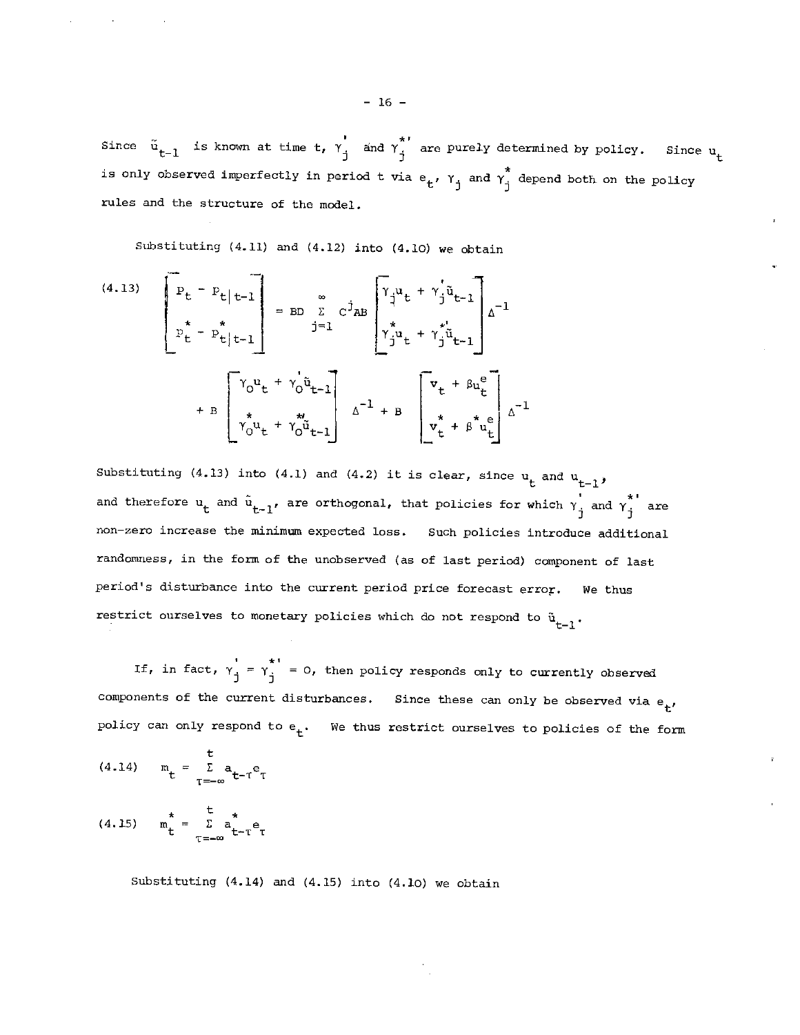Since $\tilde{u}_{t-1}$ is known at time t, $\gamma_j^{'}$ and $\gamma_j^{*'}$ are purely determined by policy. Since $u_t$ is only observed imperfectly in period t via $e_t$, $\gamma_j$ and $\gamma_j^*$ depend both on the policy rules and the structure of the model.

Substituting (4.11) and (4.12) into (4.10) we obtain

$$
(4.13)\quad \begin{bmatrix} p_t - p_{t|t-1} \\ p_t^* - p_{t|t-1}^* \end{bmatrix} = BD \sum_{j=1}^{\infty} C^j AB \begin{bmatrix} \gamma_j u_t + \gamma_j^{'} \tilde{u}_{t-1} \\ \gamma_j^* u_t + \gamma_j^{*'} \tilde{u}_{t-1} \end{bmatrix} \Delta^{-1}
$$

$$
+ B \begin{bmatrix} \gamma_0 u_t + \gamma_0^{'} \tilde{u}_{t-1} \\ \gamma_0^* u_t + \gamma_0^{*'} \tilde{u}_{t-1} \end{bmatrix} \Delta^{-1} + B \begin{bmatrix} v_t + \beta u_t^e \\ v_t^* + \beta^* u_t^e \end{bmatrix} \Delta^{-1}
$$

Substituting (4.13) into (4.1) and (4.2) it is clear, since $u_t$ and $u_{t-1}$, and therefore $u_t$ and $\tilde{u}_{t-1}$, are orthogonal, that policies for which $\gamma_j^{'}$ and $\gamma_j^{*'}$ are non-zero increase the minimum expected loss. Such policies introduce additional randomness, in the form of the unobserved (as of last period) component of last period's disturbance into the current period price forecast error. We thus restrict ourselves to monetary policies which do not respond to $\tilde{u}_{t-1}$.

If, in fact, $\gamma_j^{'} = \gamma_j^{*'} = 0$, then policy responds only to currently observed components of the current disturbances. Since these can only be observed via $e_t$, policy can only respond to $e_t$. We thus restrict ourselves to policies of the form

$$
(4.14)\quad m_t = \sum_{\tau=-\infty}^{t} a_{t-\tau} e_\tau
$$

$$
(4.15)\quad m_t^* = \sum_{\tau=-\infty}^{t} a_{t-\tau}^* e_\tau
$$

Substituting (4.14) and (4.15) into (4.10) we obtain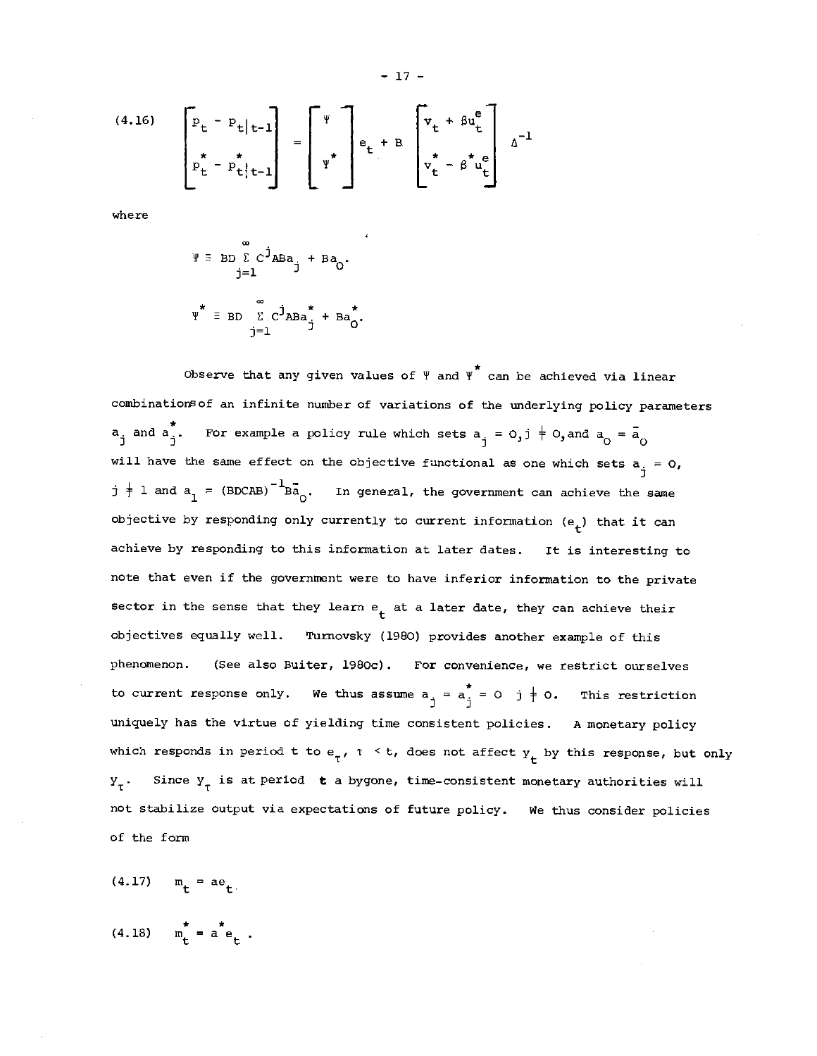$$(4.16) \quad \begin{bmatrix} p_t - p_{t|t-1} \\ p^*_t - p^*_{t|t-1} \end{bmatrix} = \begin{bmatrix} \Psi \\ \Psi^* \end{bmatrix} e_t + B \begin{bmatrix} v_t + \beta u^e_t \\ v^*_t - \beta^* u^e_t \end{bmatrix} \Delta^{-1}$$

where

$$\Psi \equiv BD \sum_{j=1}^{\infty} C^j ABa_j + Ba_0.$$

$$\Psi^* \equiv BD \sum_{j=1}^{\infty} C^j ABa^*_j + Ba^*_0.$$

Observe that any given values of $\Psi$ and $\Psi^*$ can be achieved via linear combinations of an infinite number of variations of the underlying policy parameters $a_j$ and $a^*_j$. For example a policy rule which sets $a_j = 0, j \neq 0,$ and $a_0 = \bar{a}_0$ will have the same effect on the objective functional as one which sets $a_j = 0,$ $j \neq 1$ and $a_1 = (BDCAB)^{-1}B\bar{a}_0$. In general, the government can achieve the same objective by responding only currently to current information ($e_t$) that it can achieve by responding to this information at later dates. It is interesting to note that even if the government were to have inferior information to the private sector in the sense that they learn $e_t$ at a later date, they can achieve their objectives equally well. Turnovsky (1980) provides another example of this phenomenon. (See also Buiter, 1980c). For convenience, we restrict ourselves to current response only. We thus assume $a_j = a^*_j = 0 \quad j \neq 0$. This restriction uniquely has the virtue of yielding time consistent policies. A monetary policy which responds in period t to $e_\tau$, $\tau < t$, does not affect $y_t$ by this response, but only $y_\tau$. Since $y_\tau$ is at period **t** a bygone, time-consistent monetary authorities will not stabilize output via expectations of future policy. We thus consider policies of the form

$$(4.17) \quad m_t = ae_t$$

$$(4.18) \quad m^*_t = a^*e_t \, .$$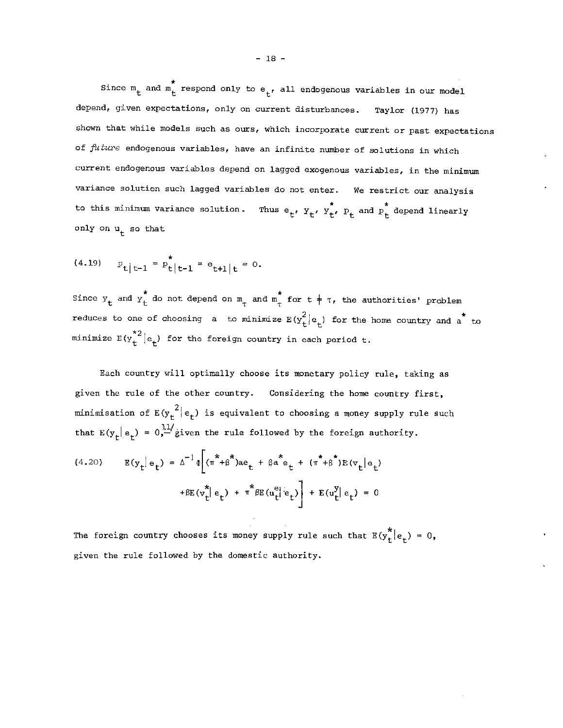Since $m_t$ and $m_t^*$ respond only to $e_t$, all endogenous variables in our model depend, given expectations, only on current disturbances. Taylor (1977) has shown that while models such as ours, which incorporate current or past expectations of *future* endogenous variables, have an infinite number of solutions in which current endogenous variables depend on lagged exogenous variables, in the minimum variance solution such lagged variables do not enter. We restrict our analysis to this minimum variance solution. Thus $e_t$, $y_t$, $y_t^*$, $p_t$ and $p_t^*$ depend linearly only on $u_t$ so that

$$(4.19) \qquad p_{t|t-1} = p^*_{t|t-1} = e_{t+1|t} = 0.$$

Since $y_t$ and $y_t^*$ do not depend on $m_\tau$ and $m_\tau^*$ for $t \neq \tau$, the authorities' problem reduces to one of choosing $a$ to minimize $E(y_t^2|e_t)$ for the home country and $a^*$ to minimize $E(y_t^{*2}|e_t)$ for the foreign country in each period t.

Each country will optimally choose its monetary policy rule, taking as given the rule of the other country. Considering the home country first, minimisation of $E(y_t^2|e_t)$ is equivalent to choosing a money supply rule such that $E(y_t|e_t) = 0$,[11] given the rule followed by the foreign authority.

$$(4.20) \qquad E(y_t|e_t) = \Delta^{-1}\Phi\Big[(\pi^*+\beta^*)ae_t + \beta a^* e_t + (\pi^*+\beta^*)E(v_t|e_t) + \beta E(v_t^*|e_t) + \pi^*\beta E(u_t^e|e_t)\Big] + E(u_t^y|e_t) = 0$$

The foreign country chooses its money supply rule such that $E(y_t^*|e_t) = 0$, given the rule followed by the domestic authority.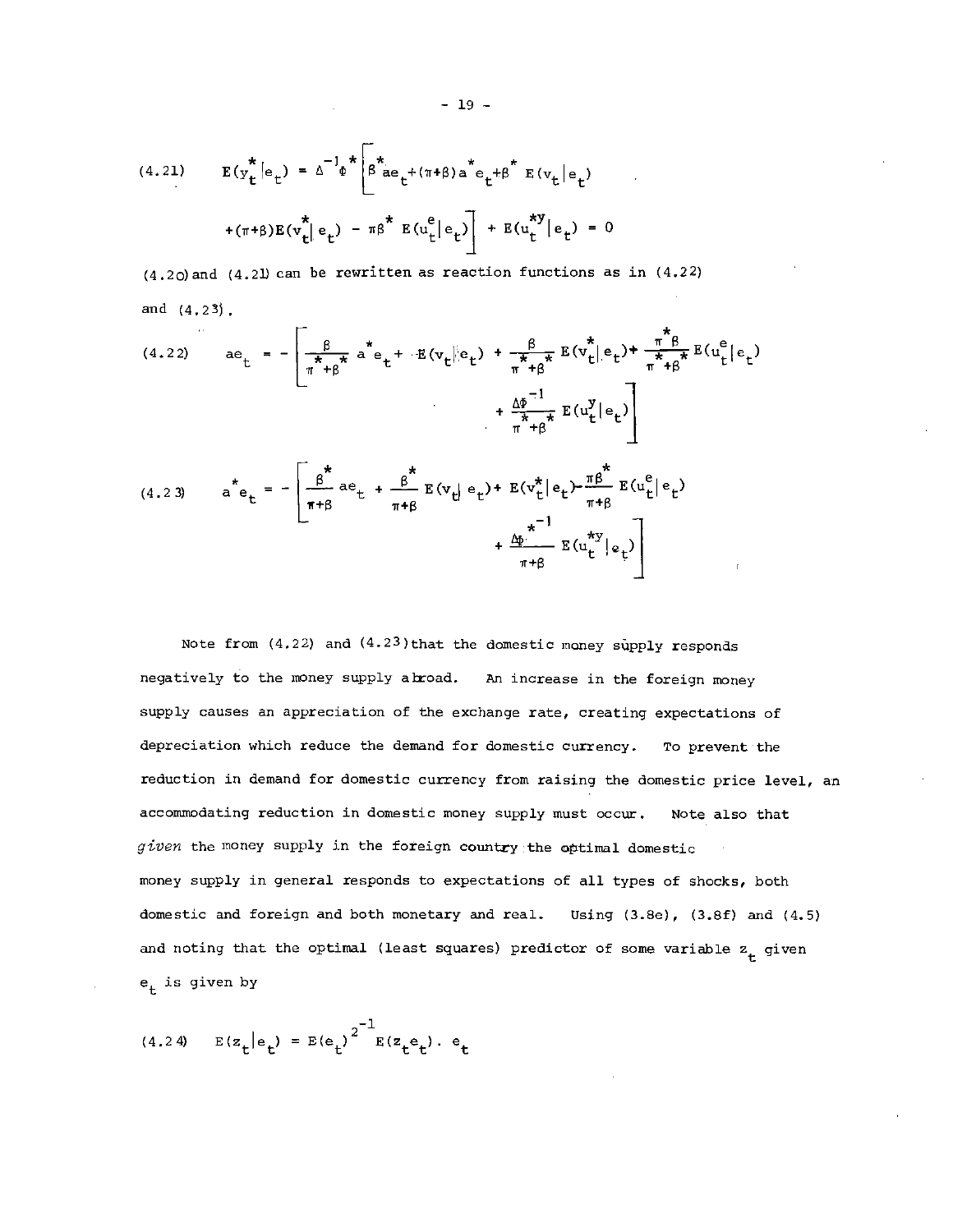$$(4.21) \qquad E(y_t^*|e_t) = \Delta^{-1}\Phi^*\left[\beta^* ae_t + (\pi+\beta)a^*e_t + \beta^* E(v_t|e_t) + (\pi+\beta)E(v_t^*|e_t) - \pi\beta^* E(u_t^e|e_t)\right] + E(u_t^{*y}|e_t) = 0$$

(4.20) and (4.21) can be rewritten as reaction functions as in (4.22) and (4.23).

$$(4.22) \qquad ae_t = -\left[\frac{\beta}{\pi^*+\beta^*}a^*e_t + E(v_t|e_t) + \frac{\beta}{\pi^*+\beta^*}E(v_t^*|e_t) + \frac{\pi^*\beta}{\pi^*+\beta^*}E(u_t^e|e_t) + \frac{\Delta\Phi^{-1}}{\pi^*+\beta^*}E(u_t^y|e_t)\right]$$

$$(4.23) \qquad a^*e_t = -\left[\frac{\beta^*}{\pi+\beta}ae_t + \frac{\beta^*}{\pi+\beta}E(v_t|e_t) + E(v_t^*|e_t) - \frac{\pi\beta^*}{\pi+\beta}E(u_t^e|e_t) + \frac{\Delta\Phi^{*-1}}{\pi+\beta}E(u_t^{*y}|e_t)\right]$$

Note from (4.22) and (4.23) that the domestic money supply responds negatively to the money supply abroad. An increase in the foreign money supply causes an appreciation of the exchange rate, creating expectations of depreciation which reduce the demand for domestic currency. To prevent the reduction in demand for domestic currency from raising the domestic price level, an accommodating reduction in domestic money supply must occur. Note also that *given* the money supply in the foreign country the optimal domestic money supply in general responds to expectations of all types of shocks, both domestic and foreign and both monetary and real. Using (3.8e), (3.8f) and (4.5) and noting that the optimal (least squares) predictor of some variable $z_t$ given $e_t$ is given by

$$(4.24) \qquad E(z_t|e_t) = E(e_t)^{2^{-1}} E(z_t e_t) \cdot e_t$$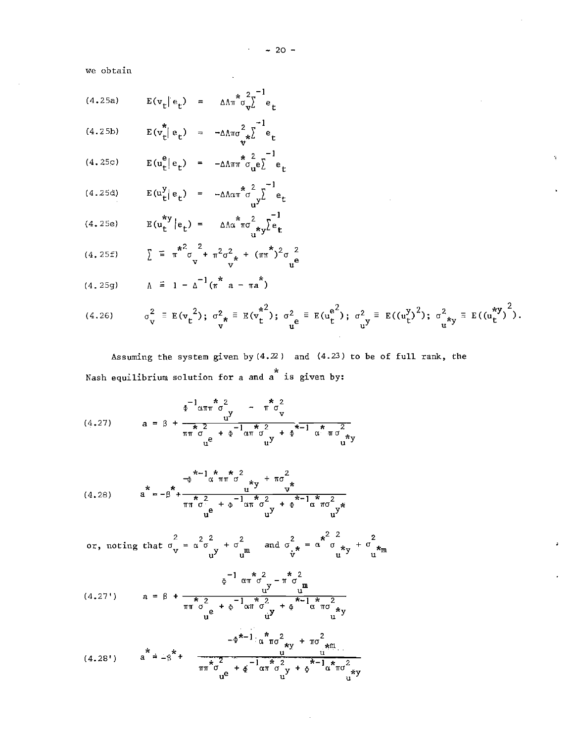we obtain

$$(4.25a) \qquad E(v_t | e_t) = \Delta\Lambda\pi^* \sigma_v^2 \Sigma^{-1} e_t$$

$$(4.25b) \qquad E(v_t^* | e_t) = -\Delta\Lambda\pi\sigma_{v^*}^2 \Sigma^{-1} e_t$$

$$(4.25c) \qquad E(u_t^e | e_t) = -\Delta\Lambda\pi\pi^* \sigma_{u^e}^2 \Sigma^{-1} e_t$$

$$(4.25d) \qquad E(u_t^y | e_t) = -\Delta\Lambda\alpha\pi^* \sigma_{u^y}^2 \Sigma^{-1} e_t$$

$$(4.25e) \qquad E(u_t^{*y} | e_t) = \Delta\Lambda\alpha^* \pi\sigma_{u^{*y}}^2 \Sigma^{-1} e_t$$

$$(4.25f) \qquad \Sigma \equiv \pi^{*2}\sigma_v^2 + \pi^2\sigma_{v^*}^2 + (\pi\pi^*)^2\sigma_{u^e}^2$$

$$(4.25g) \qquad \Lambda \equiv 1 - \Delta^{-1}(\pi^* a - \pi a^*)$$

$$(4.26) \qquad \sigma_v^2 \equiv E(v_t^2);\; \sigma_{v^*}^2 \equiv E(v_t^{*2});\; \sigma_{u^e}^2 \equiv E(u_t^{e^2});\; \sigma_{u^y}^2 \equiv E((u_t^y)^2);\; \sigma_{u^{*y}}^2 \equiv E((u_t^{*y})^2).$$

Assuming the system given by (4.22) and (4.23) to be of full rank, the Nash equilibrium solution for $a$ and $a^*$ is given by:

$$(4.27) \qquad a = \beta + \frac{\phi^{-1}\alpha\pi\pi^*\sigma_{u^y}^2 - \pi^*\sigma_v^2}{\pi\pi^*\sigma_{u^e}^2 + \phi^{-1}\alpha\pi^*\sigma_{u^y}^2 + \phi^{*-1}\alpha^*\pi\sigma_{u^{*y}}^2}$$

$$(4.28) \qquad a^* = -\beta^* + \frac{-\phi^{*-1}\alpha^*\pi\pi^*\sigma_{u^{*y}}^2 + \pi\sigma_{v^*}^2}{\pi\pi^*\sigma_{u^e}^2 + \phi^{-1}\alpha\pi^*\sigma_{u^y}^2 + \phi^{*-1}\alpha^*\pi\sigma_{u^{y*}}^2}$$

or, noting that $\sigma_v^2 = \alpha^2\sigma_{u^y}^2 + \sigma_{u^m}^2$ and $\sigma_{v^*}^2 = \alpha^{*2}\sigma_{u^{*y}}^2 + \sigma_{u^{*m}}^2$

$$(4.27') \qquad a = \beta + \frac{\phi^{-1}\alpha\pi^*\sigma_{u^y}^2 - \pi^*\sigma_{u^m}^2}{\pi\pi^*\sigma_{u^e}^2 + \phi^{-1}\alpha\pi^*\sigma_{u^y}^2 + \phi^{*-1}\alpha^*\pi\sigma_{u^{*y}}^2}$$

$$(4.28') \qquad a^* = -\beta^* + \frac{-\phi^{*-1}\alpha^*\pi\sigma_{u^{*y}}^2 + \pi\sigma_{u^{*m}}^2}{\pi\pi^*\sigma_{u^e}^2 + \phi^{-1}\alpha\pi^*\sigma_{u^y}^2 + \phi^{*-1}\alpha^*\pi\sigma_{u^{*y}}^2}$$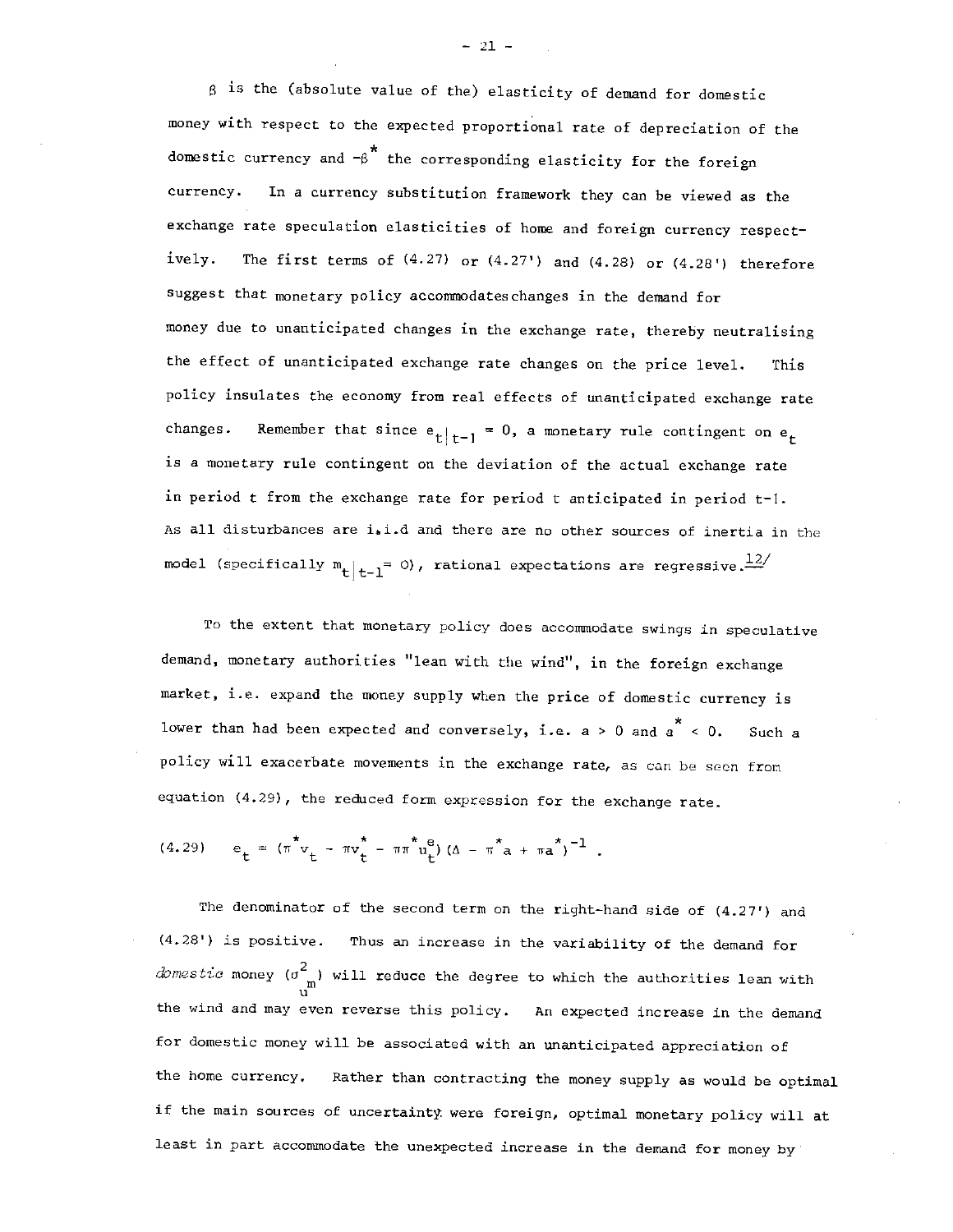$\beta$ is the (absolute value of the) elasticity of demand for domestic money with respect to the expected proportional rate of depreciation of the domestic currency and $-\beta^*$ the corresponding elasticity for the foreign currency. In a currency substitution framework they can be viewed as the exchange rate speculation elasticities of home and foreign currency respectively. The first terms of (4.27) or (4.27') and (4.28) or (4.28') therefore suggest that monetary policy accommodates changes in the demand for money due to unanticipated changes in the exchange rate, thereby neutralising the effect of unanticipated exchange rate changes on the price level. This policy insulates the economy from real effects of unanticipated exchange rate changes. Remember that since $e_{t|t-1} = 0$, a monetary rule contingent on $e_t$ is a monetary rule contingent on the deviation of the actual exchange rate in period t from the exchange rate for period t anticipated in period t-1. As all disturbances are i.i.d and there are no other sources of inertia in the model (specifically $m_{t|t-1} = 0$), rational expectations are regressive.[12/]

To the extent that monetary policy does accommodate swings in speculative demand, monetary authorities "lean with the wind", in the foreign exchange market, i.e. expand the money supply when the price of domestic currency is lower than had been expected and conversely, i.e. $a > 0$ and $a^* < 0$. Such a policy will exacerbate movements in the exchange rate, as can be seen from equation (4.29), the reduced form expression for the exchange rate.

$$(4.29) \qquad e_t = (\pi^* v_t - \pi v_t^* - \pi\pi^* u_t^e)(\Delta - \pi^* a + \pi a^*)^{-1} .$$

The denominator of the second term on the right-hand side of (4.27') and (4.28') is positive. Thus an increase in the variability of the demand for *domestic* money ($\sigma^2_{u^m}$) will reduce the degree to which the authorities lean with the wind and may even reverse this policy. An expected increase in the demand for domestic money will be associated with an unanticipated appreciation of the home currency. Rather than contracting the money supply as would be optimal if the main sources of uncertainty were foreign, optimal monetary policy will at least in part accommodate the unexpected increase in the demand for money by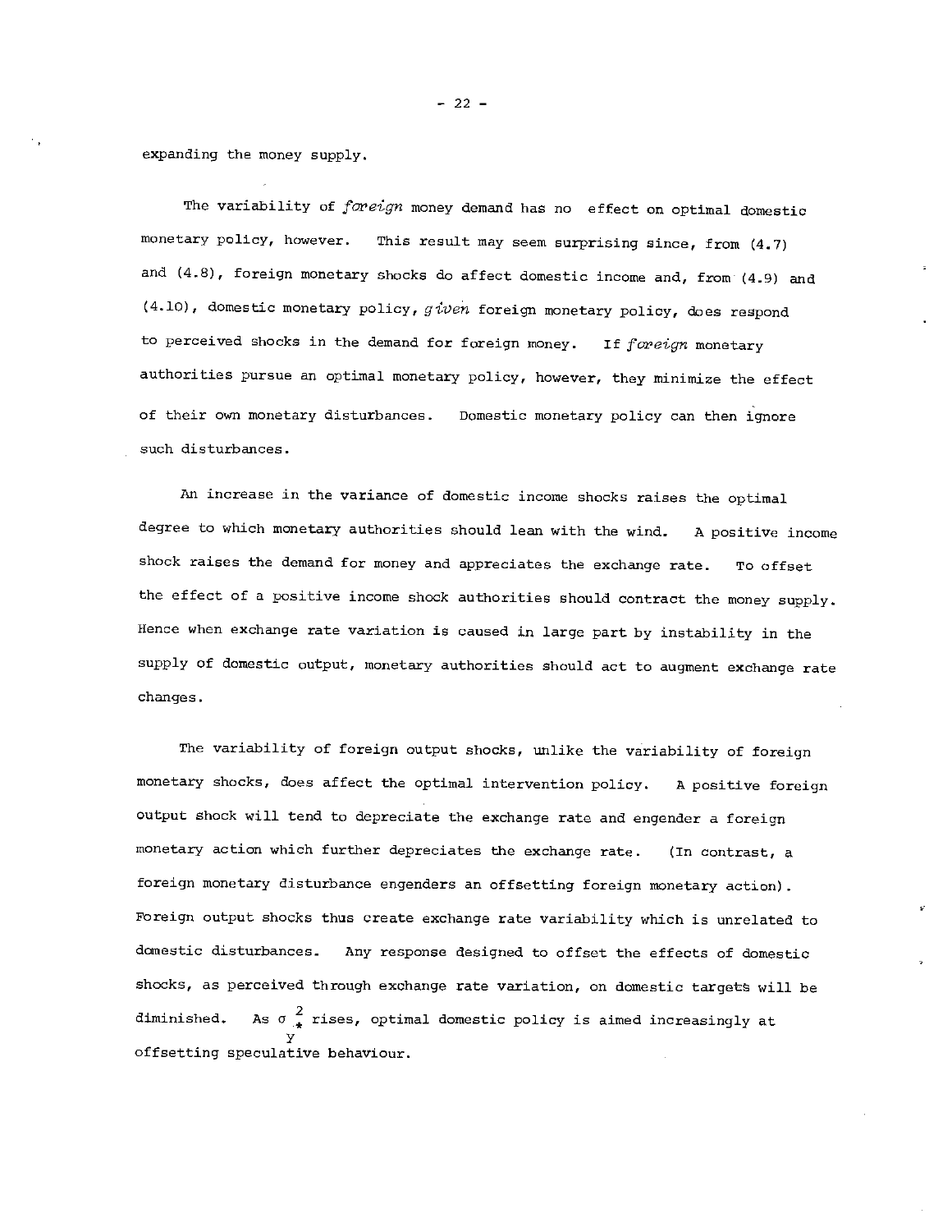expanding the money supply.

The variability of *foreign* money demand has no effect on optimal domestic monetary policy, however. This result may seem surprising since, from (4.7) and (4.8), foreign monetary shocks do affect domestic income and, from (4.9) and (4.10), domestic monetary policy, *given* foreign monetary policy, does respond to perceived shocks in the demand for foreign money. If *foreign* monetary authorities pursue an optimal monetary policy, however, they minimize the effect of their own monetary disturbances. Domestic monetary policy can then ignore such disturbances.

An increase in the variance of domestic income shocks raises the optimal degree to which monetary authorities should lean with the wind. A positive income shock raises the demand for money and appreciates the exchange rate. To offset the effect of a positive income shock authorities should contract the money supply. Hence when exchange rate variation is caused in large part by instability in the supply of domestic output, monetary authorities should act to augment exchange rate changes.

The variability of foreign output shocks, unlike the variability of foreign monetary shocks, does affect the optimal intervention policy. A positive foreign output shock will tend to depreciate the exchange rate and engender a foreign monetary action which further depreciates the exchange rate. (In contrast, a foreign monetary disturbance engenders an offsetting foreign monetary action). Foreign output shocks thus create exchange rate variability which is unrelated to domestic disturbances. Any response designed to offset the effects of domestic shocks, as perceived through exchange rate variation, on domestic targets will be diminished. As $\sigma^2_{y^*}$ rises, optimal domestic policy is aimed increasingly at offsetting speculative behaviour.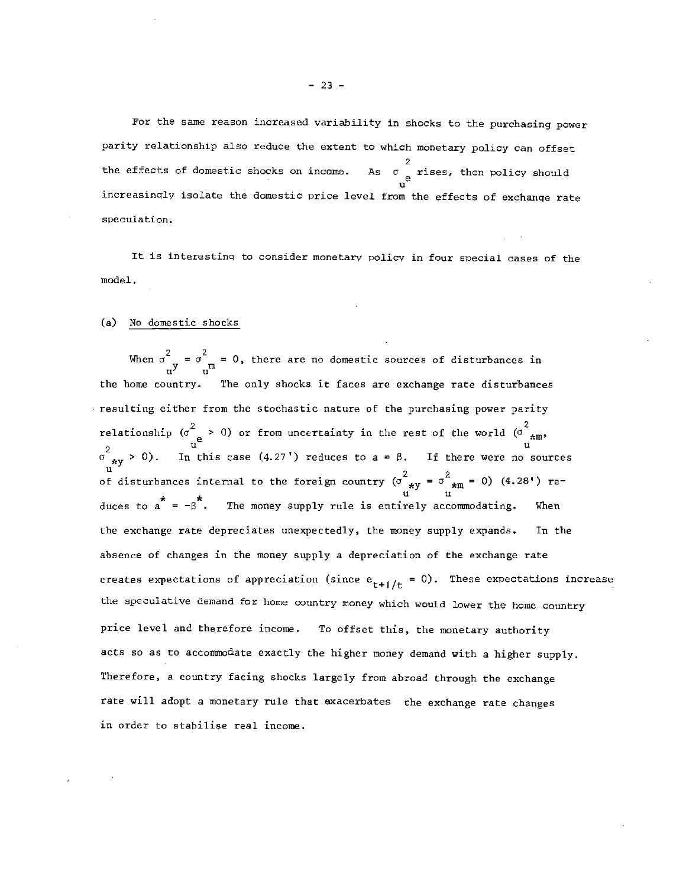For the same reason increased variability in shocks to the purchasing power parity relationship also reduce the extent to which monetary policy can offset the effects of domestic shocks on income. As $\sigma^2_{u^e}$ rises, then policy should increasingly isolate the domestic price level from the effects of exchange rate speculation.

It is interesting to consider monetary policy in four special cases of the model.

(a) <u>No domestic shocks</u>

When $\sigma^2_{u^y} = \sigma^2_{u^m} = 0$, there are no domestic sources of disturbances in the home country. The only shocks it faces are exchange rate disturbances resulting either from the stochastic nature of the purchasing power parity relationship ($\sigma^2_{u^e} > 0$) or from uncertainty in the rest of the world ($\sigma^2_{u^{*m}}$, $\sigma^2_{u^{*y}} > 0$). In this case (4.27') reduces to $a = \beta$. If there were no sources of disturbances internal to the foreign country ($\sigma^2_{u^{*y}} = \sigma^2_{u^{*m}} = 0$) (4.28') reduces to $a^* = -\beta^*$. The money supply rule is entirely accommodating. When the exchange rate depreciates unexpectedly, the money supply expands. In the absence of changes in the money supply a depreciation of the exchange rate creates expectations of appreciation (since $e_{t+1/t} = 0$). These expectations increase the speculative demand for home country money which would lower the home country price level and therefore income. To offset this, the monetary authority acts so as to accommodate exactly the higher money demand with a higher supply. Therefore, a country facing shocks largely from abroad through the exchange rate will adopt a monetary rule that exacerbates the exchange rate changes in order to stabilise real income.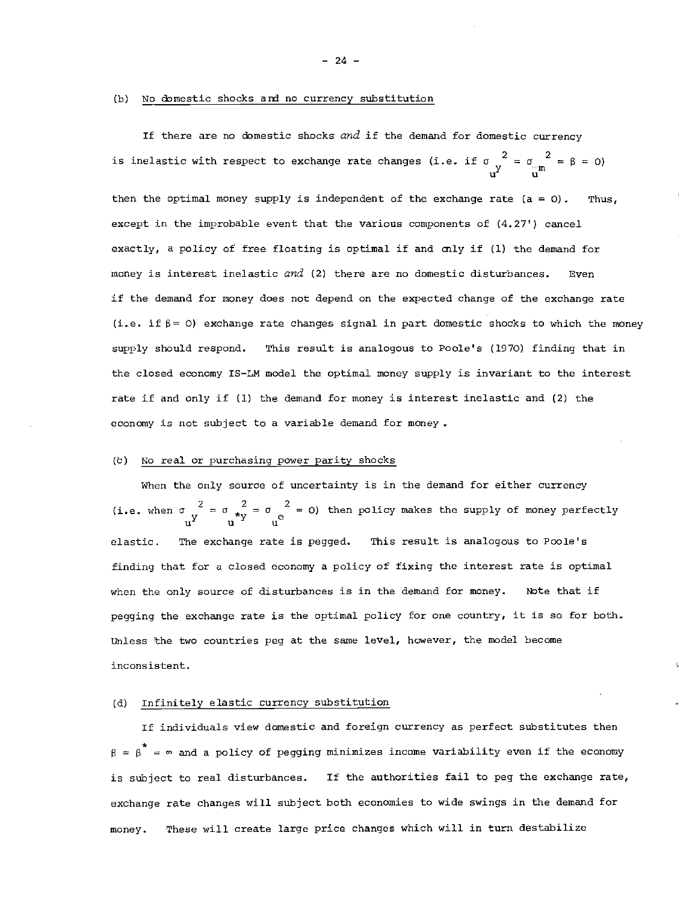(b) No domestic shocks and no currency substitution

If there are no domestic shocks *and* if the demand for domestic currency is inelastic with respect to exchange rate changes (i.e. if $\sigma_{u^y}^2 = \sigma_{u^m}^2 = \beta = 0$) then the optimal money supply is independent of the exchange rate ($a = 0$). Thus, except in the improbable event that the various components of (4.27') cancel exactly, a policy of free floating is optimal if and only if (1) the demand for money is interest inelastic *and* (2) there are no domestic disturbances. Even if the demand for money does not depend on the expected change of the exchange rate (i.e. if $\beta = 0$) exchange rate changes signal in part domestic shocks to which the money supply should respond. This result is analogous to Poole's (1970) finding that in the closed economy IS-LM model the optimal money supply is invariant to the interest rate if and only if (1) the demand for money is interest inelastic and (2) the economy is not subject to a variable demand for money.

(c) No real or purchasing power parity shocks

When the only source of uncertainty is in the demand for either currency (i.e. when $\sigma_{u^y}^2 = \sigma_{u^{*y}}^2 = \sigma_{u^e}^2 = 0$) then policy makes the supply of money perfectly elastic. The exchange rate is pegged. This result is analogous to Poole's finding that for a closed economy a policy of fixing the interest rate is optimal when the only source of disturbances is in the demand for money. Note that if pegging the exchange rate is the optimal policy for one country, it is so for both. Unless the two countries peg at the same level, however, the model become inconsistent.

(d) Infinitely elastic currency substitution

If individuals view domestic and foreign currency as perfect substitutes then $\beta = \beta^* = \infty$ and a policy of pegging minimizes income variability even if the economy is subject to real disturbances. If the authorities fail to peg the exchange rate, exchange rate changes will subject both economies to wide swings in the demand for money. These will create large price changes which will in turn destabilize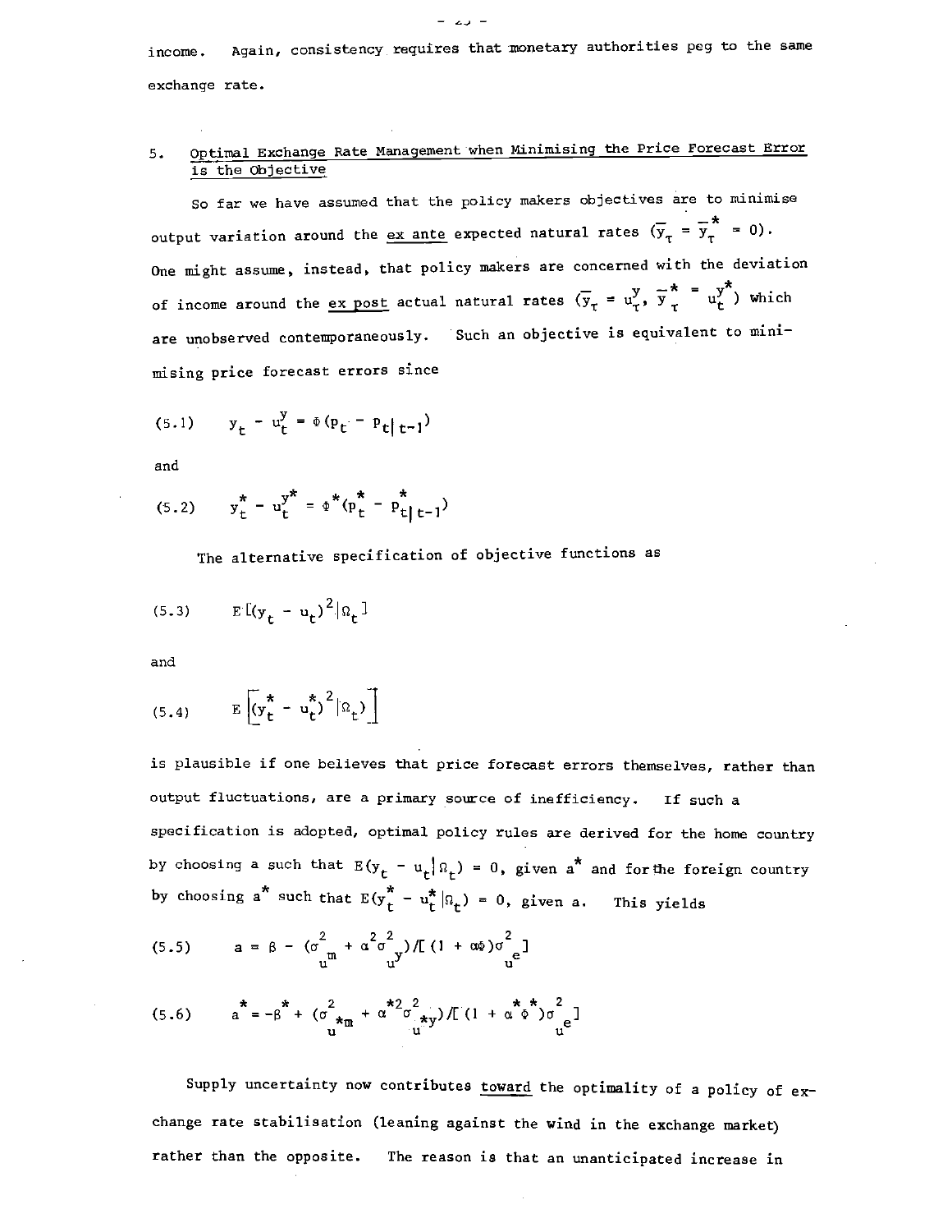income. Again, consistency requires that monetary authorities peg to the same exchange rate.

## 5. Optimal Exchange Rate Management when Minimising the Price Forecast Error is the Objective

So far we have assumed that the policy makers objectives are to minimise output variation around the ex ante expected natural rates ($\bar{y}_\tau = \bar{y}^*_\tau = 0$). One might assume, instead, that policy makers are concerned with the deviation of income around the ex post actual natural rates ($\bar{y}_\tau = u^y_\tau$, $\bar{y}^*_\tau = u^{y*}_t$) which are unobserved contemporaneously. Such an objective is equivalent to minimising price forecast errors since

$$(5.1) \qquad y_t - u^y_t = \Phi(p_t - p_{t|t-1})$$

and

$$(5.2) \qquad y^*_t - u^{y*}_t = \Phi^*(p^*_t - p^*_{t|t-1})$$

The alternative specification of objective functions as

$$(5.3) \qquad E[(y_t - u_t)^2|\Omega_t]$$

and

$$(5.4) \qquad E\left[(y^*_t - u^*_t)^2|\Omega_t)\right]$$

is plausible if one believes that price forecast errors themselves, rather than output fluctuations, are a primary source of inefficiency. If such a specification is adopted, optimal policy rules are derived for the home country by choosing a such that $E(y_t - u_t|\Omega_t) = 0$, given $a^*$ and for the foreign country by choosing $a^*$ such that $E(y^*_t - u^*_t|\Omega_t) = 0$, given a. This yields

$$(5.5) \qquad a = \beta - (\sigma^2_{u^m} + \alpha^2\sigma^2_{u^y})/[(1 + \alpha\Phi)\sigma^2_{u^e}]$$

$$(5.6) \qquad a^* = -\beta^* + (\sigma^2_{u^{*m}} + \alpha^{*2}\sigma^2_{u^{*y}})/[(1 + \alpha^*\Phi^*)\sigma^2_{u^e}]$$

Supply uncertainty now contributes toward the optimality of a policy of exchange rate stabilisation (leaning against the wind in the exchange market) rather than the opposite. The reason is that an unanticipated increase in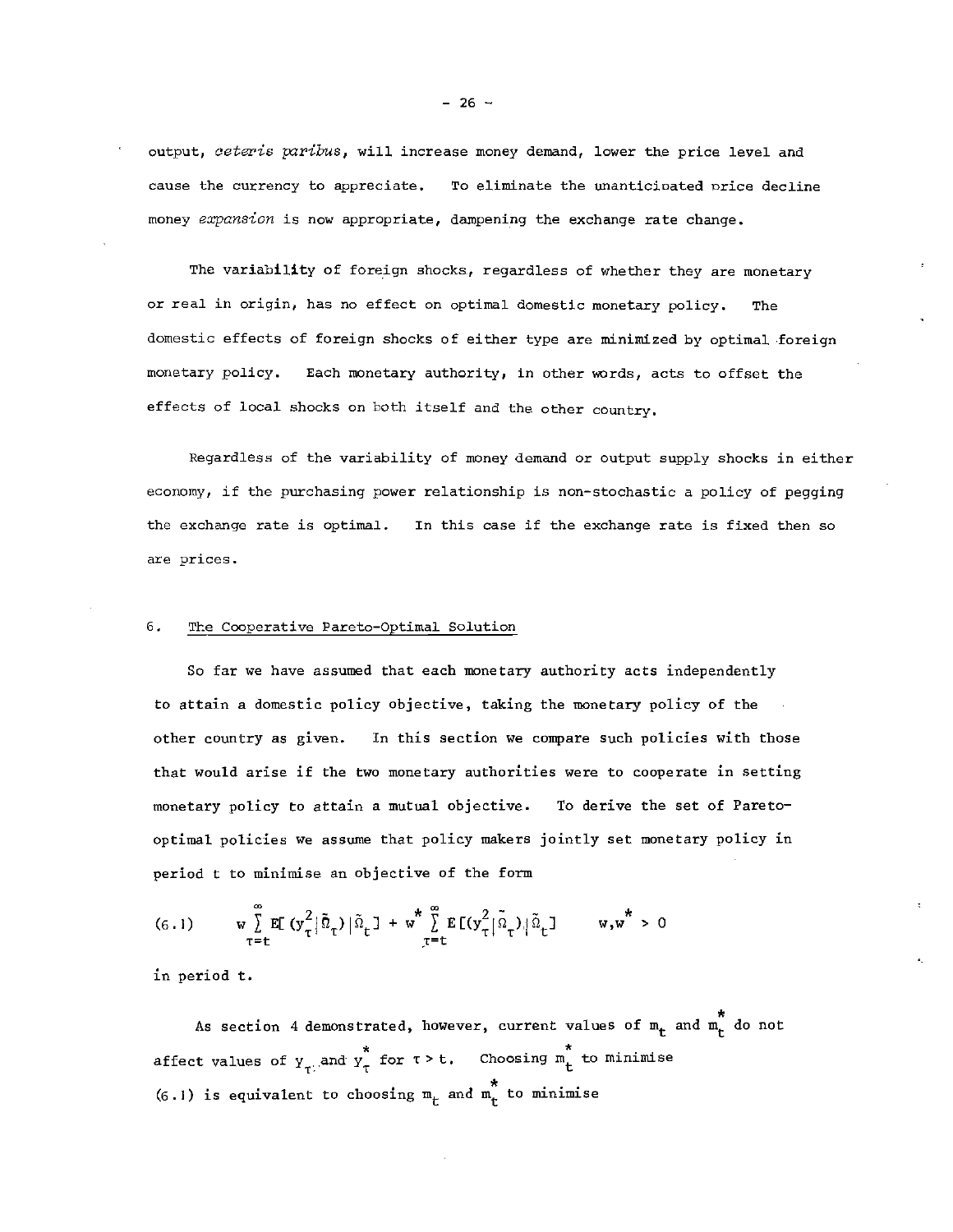output, *ceteris paribus*, will increase money demand, lower the price level and cause the currency to appreciate. To eliminate the unanticipated price decline money *expansion* is now appropriate, dampening the exchange rate change.

The variability of foreign shocks, regardless of whether they are monetary or real in origin, has no effect on optimal domestic monetary policy. The domestic effects of foreign shocks of either type are minimized by optimal foreign monetary policy. Each monetary authority, in other words, acts to offset the effects of local shocks on both itself and the other country.

Regardless of the variability of money demand or output supply shocks in either economy, if the purchasing power relationship is non-stochastic a policy of pegging the exchange rate is optimal. In this case if the exchange rate is fixed then so are prices.

## 6. The Cooperative Pareto-Optimal Solution

So far we have assumed that each monetary authority acts independently to attain a domestic policy objective, taking the monetary policy of the other country as given. In this section we compare such policies with those that would arise if the two monetary authorities were to cooperate in setting monetary policy to attain a mutual objective. To derive the set of Pareto-optimal policies we assume that policy makers jointly set monetary policy in period t to minimise an objective of the form

$$(6.1) \qquad w \sum_{\tau=t}^{\infty} E[(y_\tau^2|\tilde{\Omega}_\tau)|\tilde{\Omega}_t] + w^* \sum_{\tau=t}^{\infty} E[(y_\tau^{*2}|\tilde{\Omega}_\tau)|\tilde{\Omega}_t] \qquad w, w^* > 0$$

in period t.

As section 4 demonstrated, however, current values of $m_t$ and $m_t^*$ do not affect values of $y_\tau$ and $y_\tau^*$ for $\tau > t$. Choosing $m_t^*$ to minimise (6.1) is equivalent to choosing $m_t$ and $m_t^*$ to minimise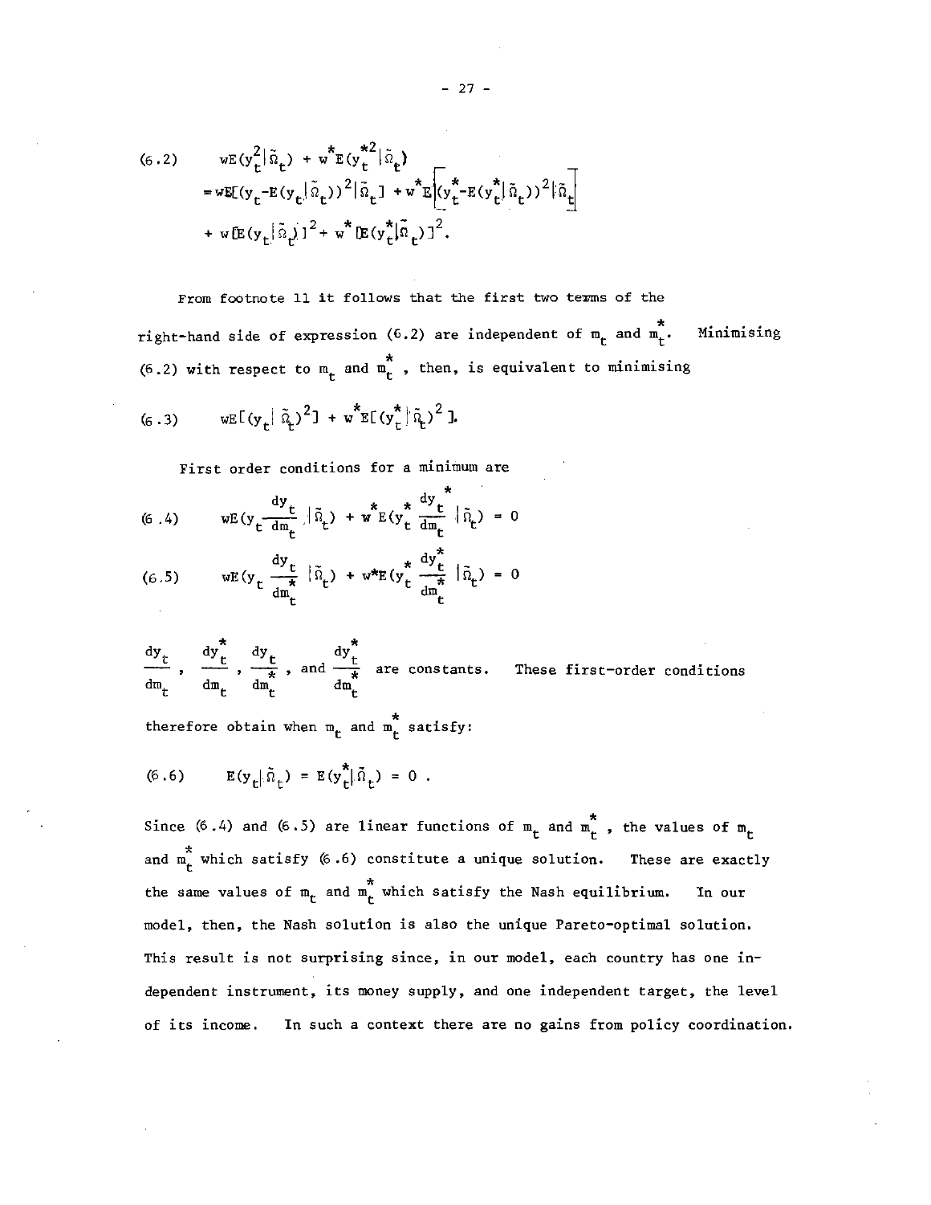$$(6.2) \quad wE(y_t^2|\tilde{\Omega}_t) + w^*E(y_t^{*2}|\tilde{\Omega}_t)$$
$$= wE[(y_t - E(y_t|\tilde{\Omega}_t))^2|\tilde{\Omega}_t] + w^*E\left[(y_t^* - E(y_t^*|\tilde{\Omega}_t))^2|\tilde{\Omega}_t\right]$$
$$+ w[E(y_t|\tilde{\Omega}_t)]^2 + w^*[E(y_t^*|\tilde{\Omega}_t)]^2.$$

From footnote 11 it follows that the first two terms of the right-hand side of expression (6.2) are independent of $m_t$ and $m_t^*$. Minimising (6.2) with respect to $m_t$ and $m_t^*$, then, is equivalent to minimising

$$(6.3) \quad wE[(y_t|\tilde{\Omega}_t)^2] + w^*E[(y_t^*|\tilde{\Omega}_t)^2].$$

First order conditions for a minimum are

$$(6.4) \quad wE(y_t \frac{dy_t}{dm_t}|\tilde{\Omega}_t) + w^*E(y_t^* \frac{dy_t^*}{dm_t}|\tilde{\Omega}_t) = 0$$

$$(6.5) \quad wE(y_t \frac{dy_t}{dm_t^*}|\tilde{\Omega}_t) + w^*E(y_t^* \frac{dy_t^*}{dm_t^*}|\tilde{\Omega}_t) = 0$$

$\frac{dy_t}{dm_t}$, $\frac{dy_t^*}{dm_t}$, $\frac{dy_t}{dm_t^*}$, and $\frac{dy_t^*}{dm_t^*}$ are constants. These first-order conditions therefore obtain when $m_t$ and $m_t^*$ satisfy:

$$(6.6) \quad E(y_t|\tilde{\Omega}_t) = E(y_t^*|\tilde{\Omega}_t) = 0 .$$

Since (6.4) and (6.5) are linear functions of $m_t$ and $m_t^*$, the values of $m_t$ and $m_t^*$ which satisfy (6.6) constitute a unique solution. These are exactly the same values of $m_t$ and $m_t^*$ which satisfy the Nash equilibrium. In our model, then, the Nash solution is also the unique Pareto-optimal solution. This result is not surprising since, in our model, each country has one independent instrument, its money supply, and one independent target, the level of its income. In such a context there are no gains from policy coordination.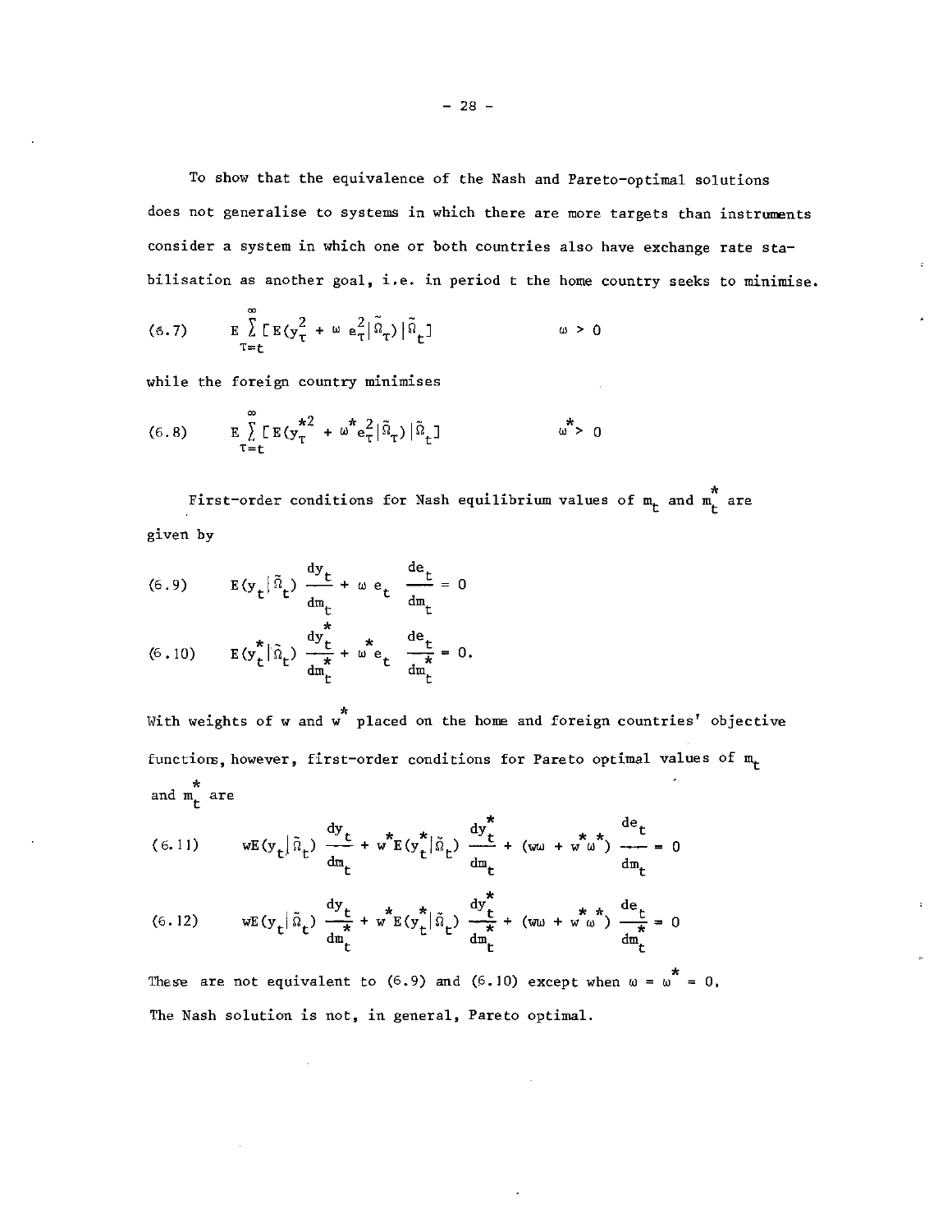To show that the equivalence of the Nash and Pareto-optimal solutions does not generalise to systems in which there are more targets than instruments consider a system in which one or both countries also have exchange rate stabilisation as another goal, i.e. in period t the home country seeks to minimise.

$$(6.7) \qquad E \sum_{\tau=t}^{\infty} [E(y_\tau^2 + \omega\, e_\tau^2 | \tilde{\Omega}_\tau) | \tilde{\Omega}_t] \qquad\qquad \omega > 0$$

while the foreign country minimises

$$(6.8) \qquad E \sum_{\tau=t}^{\infty} [E(y_\tau^{*2} + \omega^* e_\tau^2 | \tilde{\Omega}_\tau) | \tilde{\Omega}_t] \qquad\qquad \omega^* > 0$$

First-order conditions for Nash equilibrium values of $m_t$ and $m_t^*$ are given by

$$(6.9) \qquad E(y_t | \tilde{\Omega}_t) \frac{dy_t}{dm_t} + \omega\, e_t \frac{de_t}{dm_t} = 0$$

$$(6.10) \qquad E(y_t^* | \tilde{\Omega}_t) \frac{dy_t^*}{dm_t^*} + \omega^* e_t \frac{de_t}{dm_t^*} = 0.$$

With weights of w and $w^*$ placed on the home and foreign countries' objective functions, however, first-order conditions for Pareto optimal values of $m_t$ and $m_t^*$ are

$$(6.11) \qquad wE(y_t | \tilde{\Omega}_t) \frac{dy_t}{dm_t} + w^* E(y_t^* | \tilde{\Omega}_t) \frac{dy_t^*}{dm_t} + (w\omega + w^*\omega^*) \frac{de_t}{dm_t} = 0$$

$$(6.12) \qquad wE(y_t | \tilde{\Omega}_t) \frac{dy_t}{dm_t^*} + w^* E(y_t^* | \tilde{\Omega}_t) \frac{dy_t^*}{dm_t^*} + (w\omega + w^*\omega^*) \frac{de_t}{dm_t^*} = 0$$

These are not equivalent to (6.9) and (6.10) except when $\omega = \omega^* = 0$. The Nash solution is not, in general, Pareto optimal.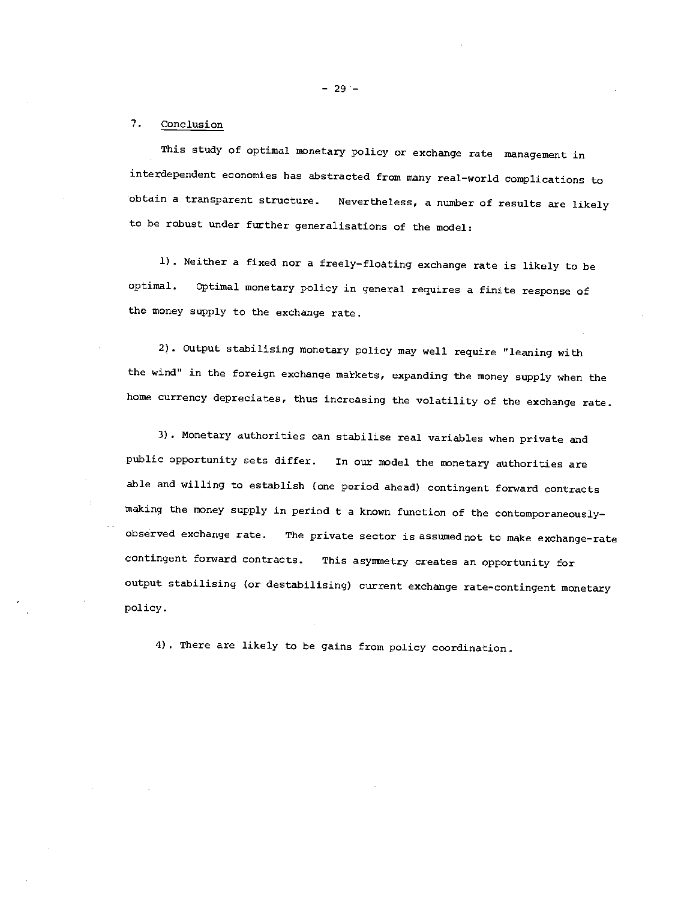## 7. Conclusion

This study of optimal monetary policy or exchange rate management in interdependent economies has abstracted from many real-world complications to obtain a transparent structure. Nevertheless, a number of results are likely to be robust under further generalisations of the model:

1). Neither a fixed nor a freely-floating exchange rate is likely to be optimal. Optimal monetary policy in general requires a finite response of the money supply to the exchange rate.

2). Output stabilising monetary policy may well require "leaning with the wind" in the foreign exchange markets, expanding the money supply when the home currency depreciates, thus increasing the volatility of the exchange rate.

3). Monetary authorities can stabilise real variables when private and public opportunity sets differ. In our model the monetary authorities are able and willing to establish (one period ahead) contingent forward contracts making the money supply in period t a known function of the contemporaneously-observed exchange rate. The private sector is assumed not to make exchange-rate contingent forward contracts. This asymmetry creates an opportunity for output stabilising (or destabilising) current exchange rate-contingent monetary policy.

4). There are likely to be gains from policy coordination.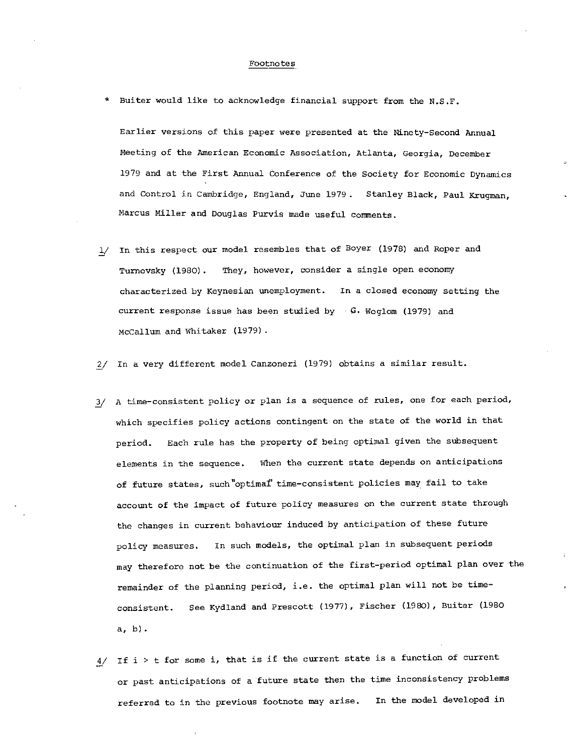## Footnotes

\* Buiter would like to acknowledge financial support from the N.S.F.

Earlier versions of this paper were presented at the Ninety-Second Annual Meeting of the American Economic Association, Atlanta, Georgia, December 1979 and at the First Annual Conference of the Society for Economic Dynamics and Control in Cambridge, England, June 1979. Stanley Black, Paul Krugman, Marcus Miller and Douglas Purvis made useful comments.

1/ In this respect our model resembles that of Boyer (1978) and Roper and Turnovsky (1980). They, however, consider a single open economy characterized by Keynesian unemployment. In a closed economy setting the current response issue has been studied by G. Woglom (1979) and McCallum and Whitaker (1979).

2/ In a very different model Canzoneri (1979) obtains a similar result.

3/ A time-consistent policy or plan is a sequence of rules, one for each period, which specifies policy actions contingent on the state of the world in that period. Each rule has the property of being optimal given the subsequent elements in the sequence. When the current state depends on anticipations of future states, such "optimal" time-consistent policies may fail to take account of the impact of future policy measures on the current state through the changes in current behaviour induced by anticipation of these future policy measures. In such models, the optimal plan in subsequent periods may therefore not be the continuation of the first-period optimal plan over the remainder of the planning period, i.e. the optimal plan will not be time-consistent. See Kydland and Prescott (1977), Fischer (1980), Buiter (1980 a, b).

4/ If $i > t$ for some $i$, that is if the current state is a function of current or past anticipations of a future state then the time inconsistency problems referred to in the previous footnote may arise. In the model developed in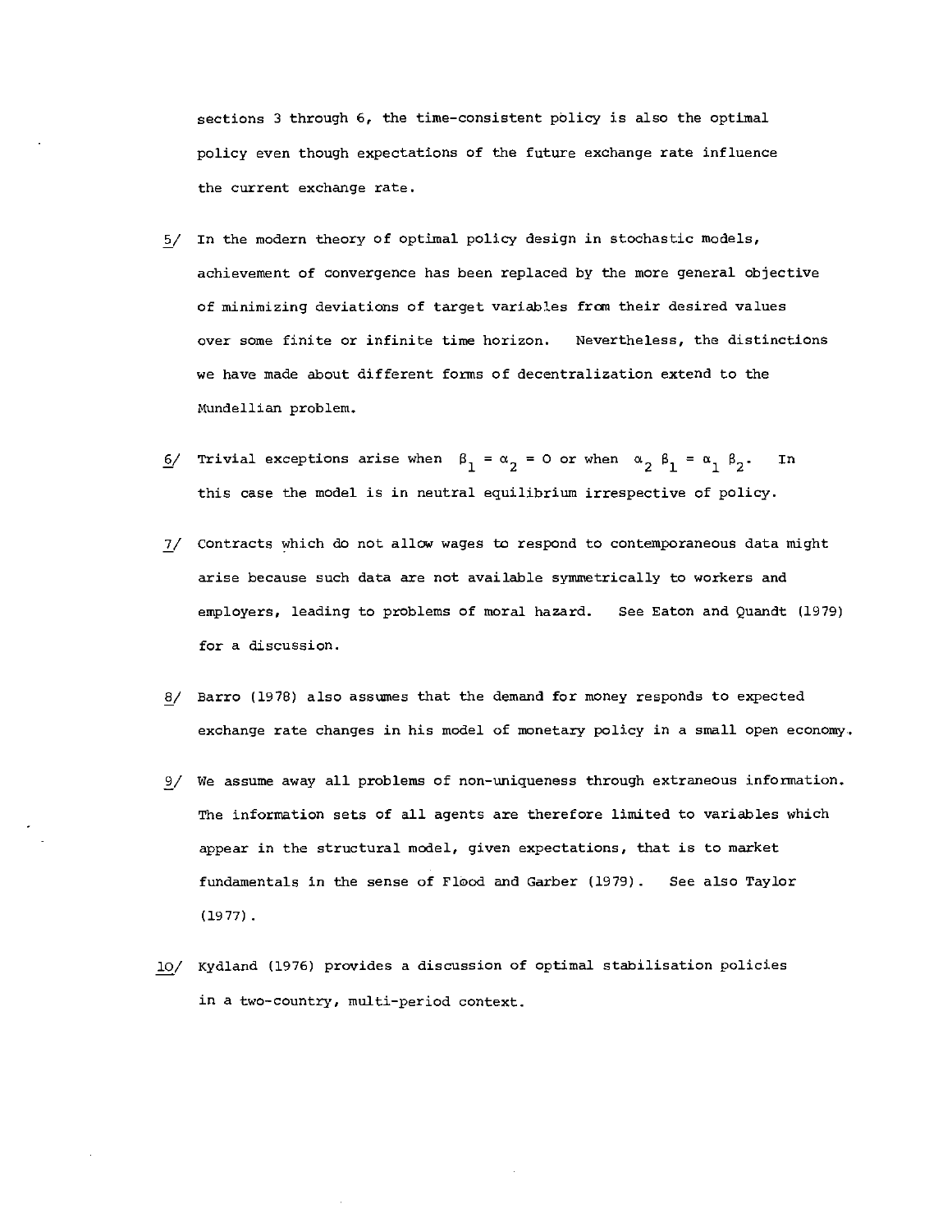sections 3 through 6, the time-consistent policy is also the optimal policy even though expectations of the future exchange rate influence the current exchange rate.

5/ In the modern theory of optimal policy design in stochastic models, achievement of convergence has been replaced by the more general objective of minimizing deviations of target variables from their desired values over some finite or infinite time horizon. Nevertheless, the distinctions we have made about different forms of decentralization extend to the Mundellian problem.

6/ Trivial exceptions arise when $\beta_1 = \alpha_2 = 0$ or when $\alpha_2 \beta_1 = \alpha_1 \beta_2$. In this case the model is in neutral equilibrium irrespective of policy.

7/ Contracts which do not allow wages to respond to contemporaneous data might arise because such data are not available symmetrically to workers and employers, leading to problems of moral hazard. See Eaton and Quandt (1979) for a discussion.

8/ Barro (1978) also assumes that the demand for money responds to expected exchange rate changes in his model of monetary policy in a small open economy.

9/ We assume away all problems of non-uniqueness through extraneous information. The information sets of all agents are therefore limited to variables which appear in the structural model, given expectations, that is to market fundamentals in the sense of Flood and Garber (1979). See also Taylor (1977).

10/ Kydland (1976) provides a discussion of optimal stabilisation policies in a two-country, multi-period context.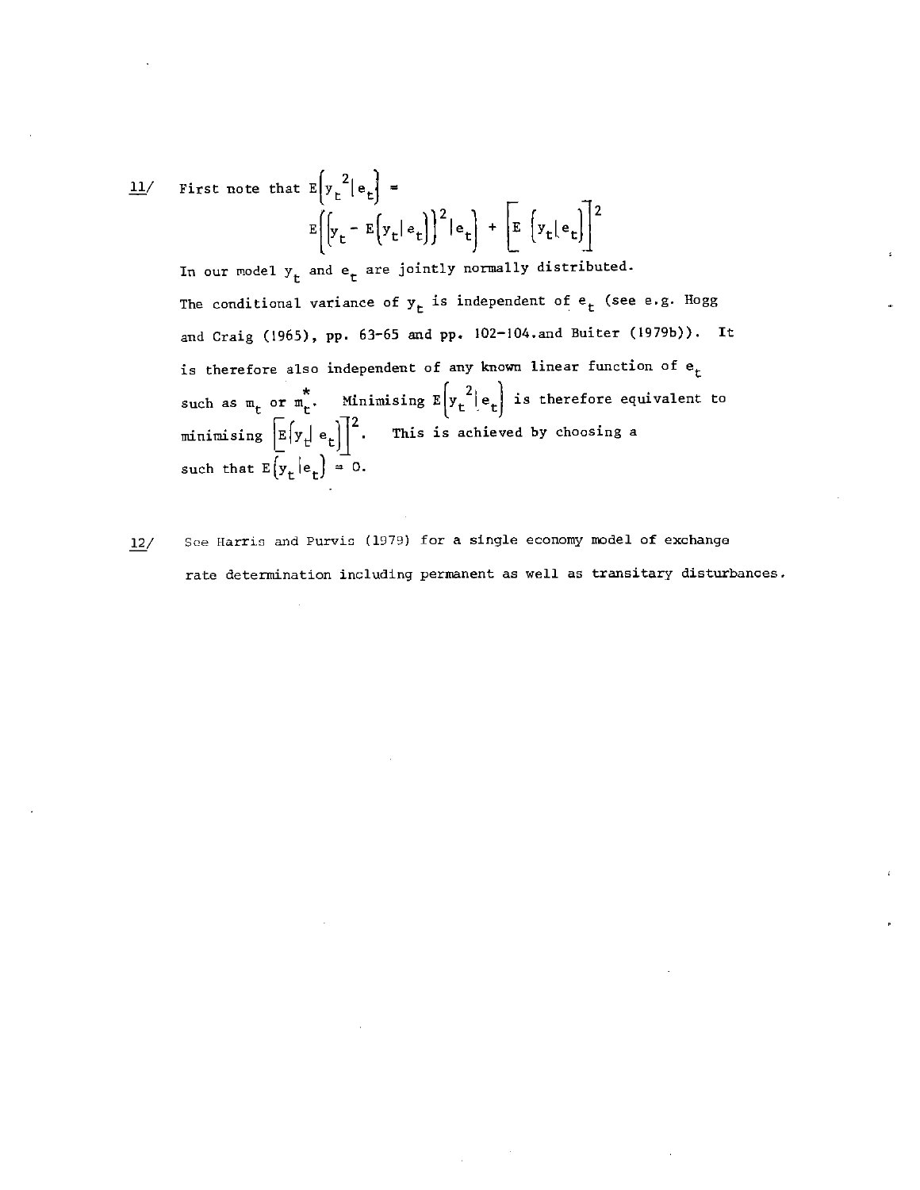11/ First note that $E\left(y_t^{\,2} \mid e_t\right) =$

$$E\left[\left\{y_t - E\left(y_t \mid e_t\right)\right\}^2 \mid e_t\right] + \left[E\left\{y_t \mid e_t\right\}\right]^2$$

In our model $y_t$ and $e_t$ are jointly normally distributed. The conditional variance of $y_t$ is independent of $e_t$ (see e.g. Hogg and Craig (1965), pp. 63-65 and pp. 102-104. and Buiter (1979b)). It is therefore also independent of any known linear function of $e_t$ such as $m_t$ or $m_t^*$. Minimising $E\left(y_t^{\,2} \mid e_t\right)$ is therefore equivalent to minimising $\left[E\left(y_t \mid e_t\right)\right]^2$. This is achieved by choosing a such that $E\left(y_t \mid e_t\right) = 0$.

12/ See Harris and Purvis (1979) for a single economy model of exchange rate determination including permanent as well as transitary disturbances.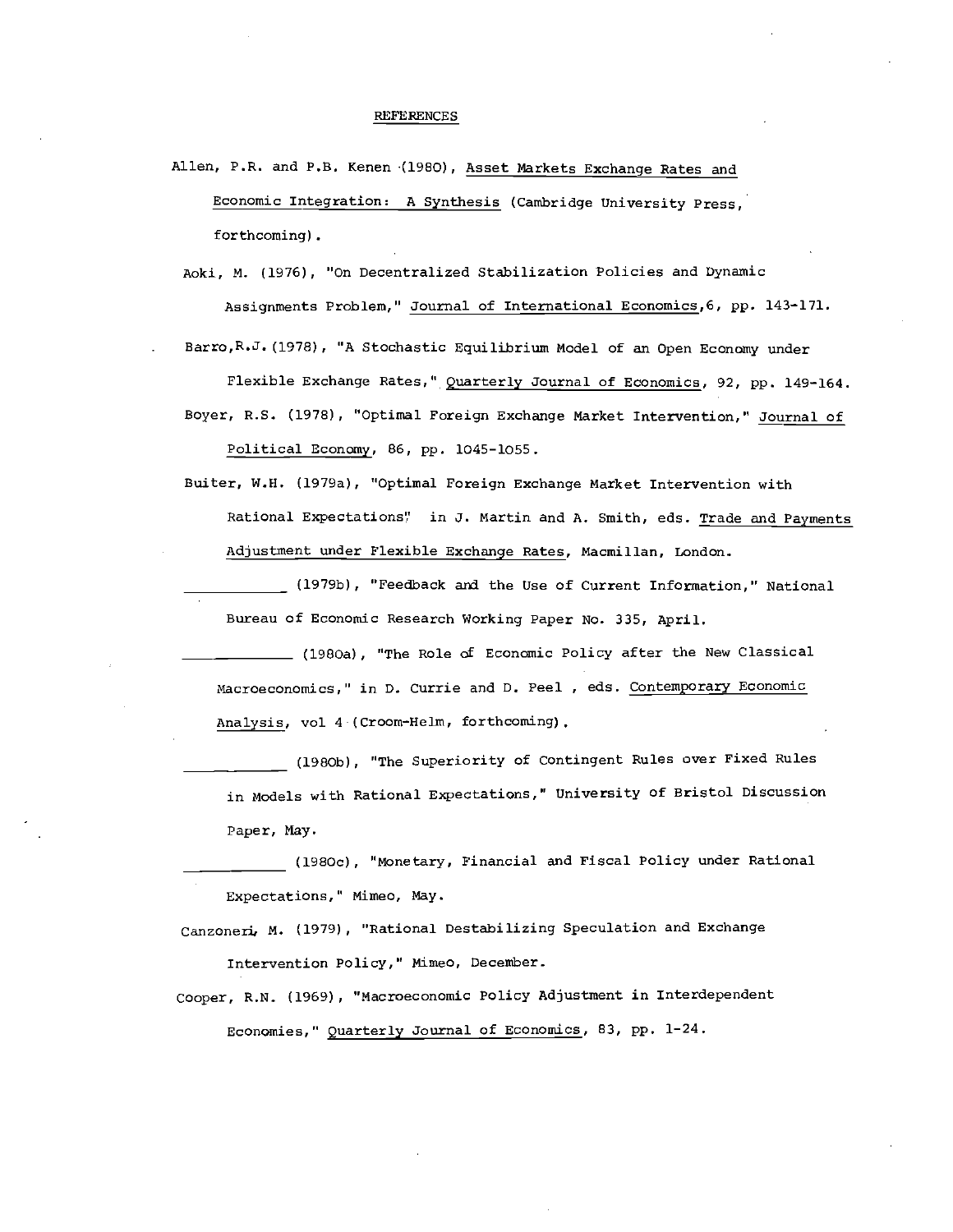# REFERENCES

Allen, P.R. and P.B. Kenen (1980), Asset Markets Exchange Rates and Economic Integration: A Synthesis (Cambridge University Press, forthcoming).

Aoki, M. (1976), "On Decentralized Stabilization Policies and Dynamic Assignments Problem," Journal of International Economics, 6, pp. 143-171.

Barro, R.J. (1978), "A Stochastic Equilibrium Model of an Open Economy under Flexible Exchange Rates," Quarterly Journal of Economics, 92, pp. 149-164.

Boyer, R.S. (1978), "Optimal Foreign Exchange Market Intervention," Journal of Political Economy, 86, pp. 1045-1055.

Buiter, W.H. (1979a), "Optimal Foreign Exchange Market Intervention with Rational Expectations" in J. Martin and A. Smith, eds. Trade and Payments Adjustment under Flexible Exchange Rates, Macmillan, London.

__________ (1979b), "Feedback and the Use of Current Information," National Bureau of Economic Research Working Paper No. 335, April.

__________ (1980a), "The Role of Economic Policy after the New Classical Macroeconomics," in D. Currie and D. Peel, eds. Contemporary Economic Analysis, vol 4 (Croom-Helm, forthcoming).

__________ (1980b), "The Superiority of Contingent Rules over Fixed Rules in Models with Rational Expectations," University of Bristol Discussion Paper, May.

__________ (1980c), "Monetary, Financial and Fiscal Policy under Rational Expectations," Mimeo, May.

Canzoneri, M. (1979), "Rational Destabilizing Speculation and Exchange Intervention Policy," Mimeo, December.

Cooper, R.N. (1969), "Macroeconomic Policy Adjustment in Interdependent Economies," Quarterly Journal of Economics, 83, pp. 1-24.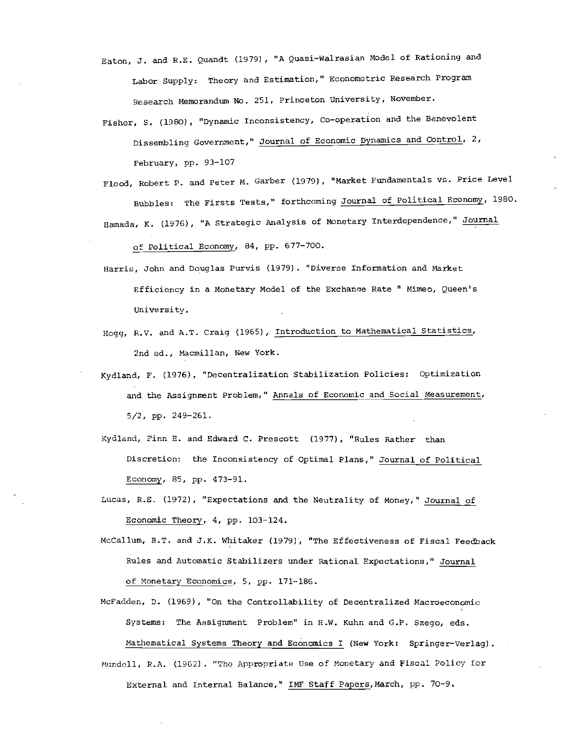Eaton, J. and R.E. Quandt (1979), "A Quasi-Walrasian Model of Rationing and Labor Supply: Theory and Estimation," Econometric Research Program Research Memorandum No. 251, Princeton University, November.

Fisher, S. (1980), "Dynamic Inconsistency, Co-operation and the Benevolent Dissembling Government," Journal of Economic Dynamics and Control, 2, February, pp. 93-107

Flood, Robert P. and Peter M. Garber (1979), "Market Fundamentals vs. Price Level Bubbles: The Firsts Tests," forthcoming Journal of Political Economy, 1980.

Hamada, K. (1976), "A Strategic Analysis of Monetary Interdependence," Journal of Political Economy, 84, pp. 677-700.

Harris, John and Douglas Purvis (1979). "Diverse Information and Market Efficiency in a Monetary Model of the Exchanqe Rate " Mimeo, Queen's University.

Hogg, R.V. and A.T. Craig (1965), Introduction to Mathematical Statistics, 2nd ed., Macmillan, New York.

Kydland, F. (1976), "Decentralization Stabilization Policies: Optimization and the Assignment Problem," Annals of Economic and Social Measurement, 5/2, pp. 249-261.

Kydland, Finn E. and Edward C. Prescott (1977), "Rules Rather than Discretion: the Inconsistency of Optimal Plans," Journal of Political Economy, 85, pp. 473-91.

Lucas, R.E. (1972), "Expectations and the Neutrality of Money," Journal of Economic Theory, 4, pp. 103-124.

McCallum, B.T. and J.K. Whitaker (1979), "The Effectiveness of Fiscal Feedback Rules and Automatic Stabilizers under Rational Expectations," Journal of Monetary Economics, 5, pp. 171-186.

McFadden, D. (1969), "On the Controllability of Decentralized Macroeconomic Systems: The Assignment Problem" in H.W. Kuhn and G.P. Szego, eds. Mathematical Systems Theory and Economics I (New York: Springer-Verlag).

Mundell, R.A. (1962). "The Appropriate Use of Monetary and Fiscal Policy for External and Internal Balance," IMF Staff Papers, March, pp. 70-9.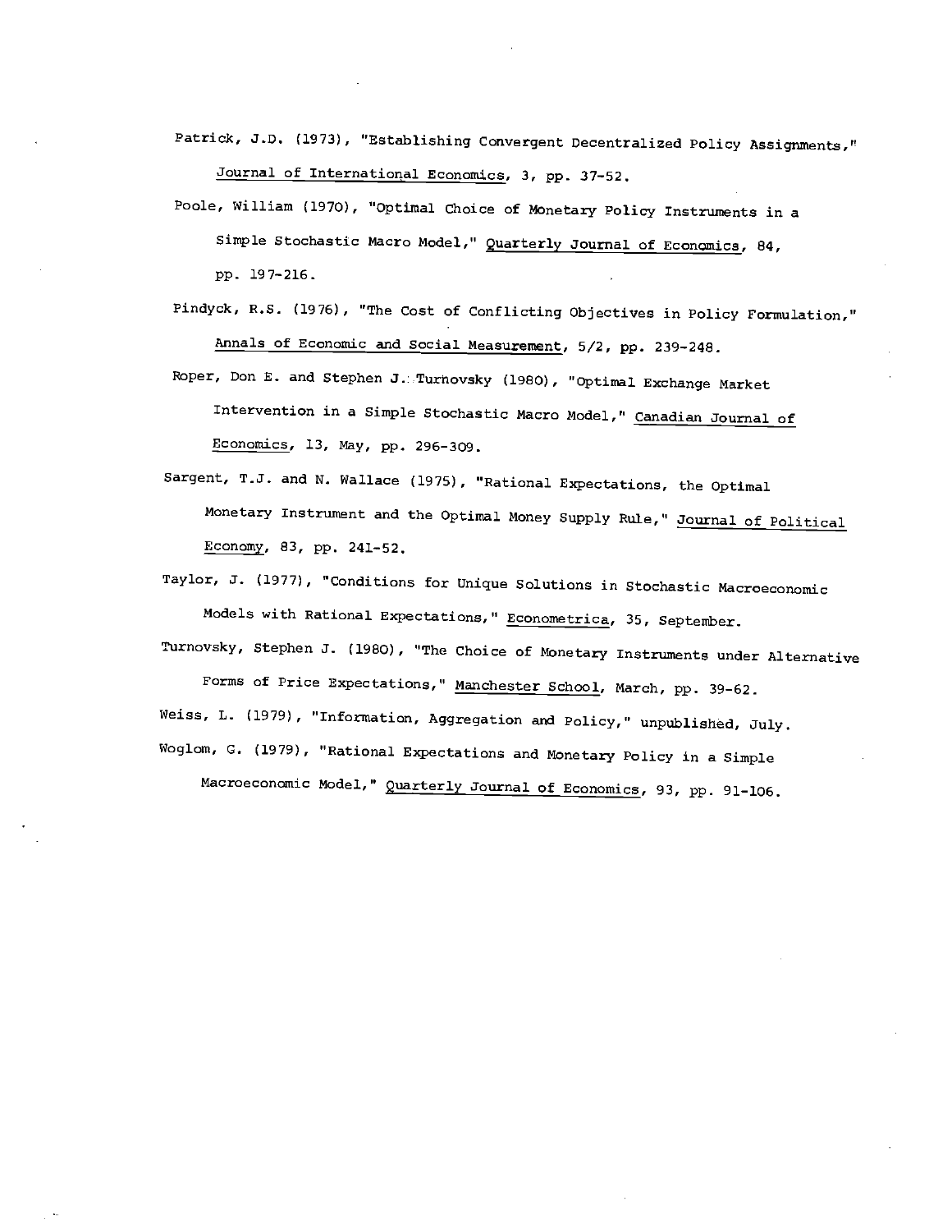Patrick, J.D. (1973), "Establishing Convergent Decentralized Policy Assignments," Journal of International Economics, 3, pp. 37-52.

Poole, William (1970), "Optimal Choice of Monetary Policy Instruments in a Simple Stochastic Macro Model," Quarterly Journal of Economics, 84, pp. 197-216.

Pindyck, R.S. (1976), "The Cost of Conflicting Objectives in Policy Formulation," Annals of Economic and Social Measurement, 5/2, pp. 239-248.

Roper, Don E. and Stephen J. Turnovsky (1980), "Optimal Exchange Market Intervention in a Simple Stochastic Macro Model," Canadian Journal of Economics, 13, May, pp. 296-309.

Sargent, T.J. and N. Wallace (1975), "Rational Expectations, the Optimal Monetary Instrument and the Optimal Money Supply Rule," Journal of Political Economy, 83, pp. 241-52.

Taylor, J. (1977), "Conditions for Unique Solutions in Stochastic Macroeconomic Models with Rational Expectations," Econometrica, 35, September.

Turnovsky, Stephen J. (1980), "The Choice of Monetary Instruments under Alternative Forms of Price Expectations," Manchester School, March, pp. 39-62.

Weiss, L. (1979), "Information, Aggregation and Policy," unpublished, July.

Woglom, G. (1979), "Rational Expectations and Monetary Policy in a Simple Macroeconomic Model," Quarterly Journal of Economics, 93, pp. 91-106.